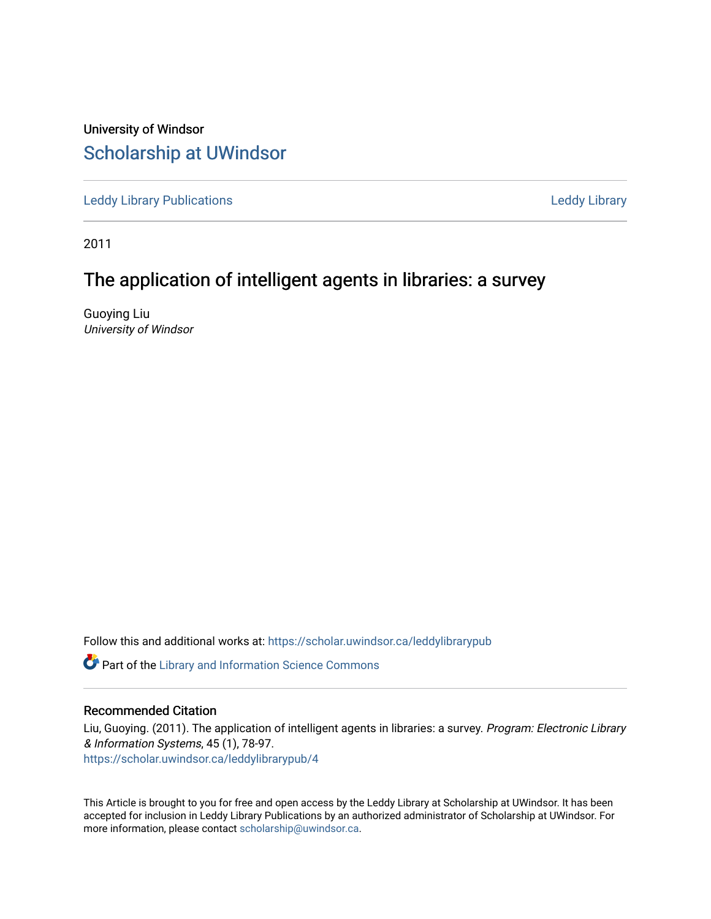University of Windsor

# Scholarship at UWindsor

Leddy Library Publications

Leddy Library

2011

## The application of intelligent agents in libraries: a survey

Guoying Liu

*University of Windsor*

Follow this and additional works at: https://scholar.uwindsor.ca/leddylibrarypub

Part of the Library and Information Science Commons

### Recommended Citation

Liu, Guoying. (2011). The application of intelligent agents in libraries: a survey. *Program: Electronic Library & Information Systems*, 45 (1), 78-97.

https://scholar.uwindsor.ca/leddylibrarypub/4

This Article is brought to you for free and open access by the Leddy Library at Scholarship at UWindsor. It has been accepted for inclusion in Leddy Library Publications by an authorized administrator of Scholarship at UWindsor. For more information, please contact scholarship@uwindsor.ca.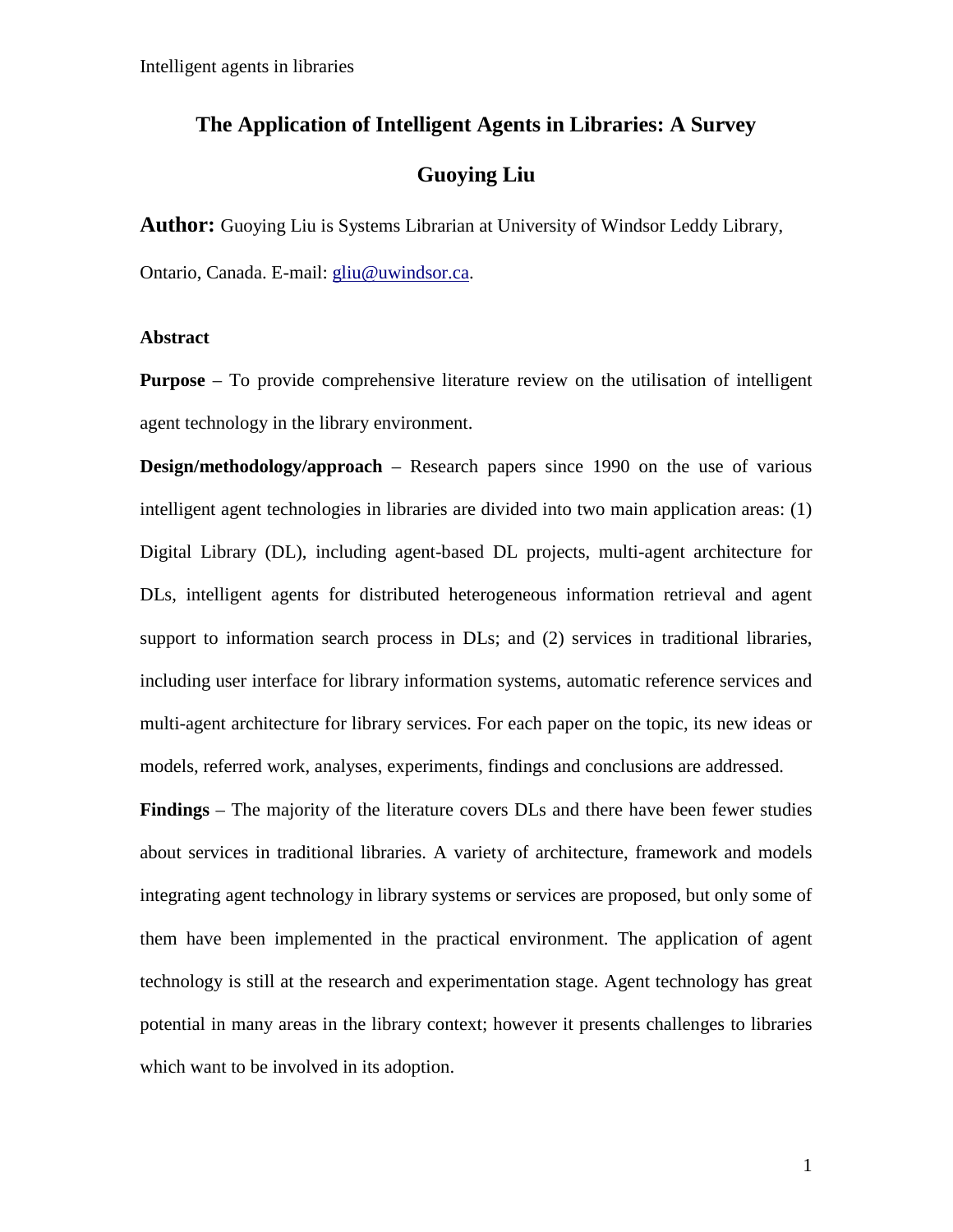# The Application of Intelligent Agents in Libraries: A Survey

## Guoying Liu

**Author:** Guoying Liu is Systems Librarian at University of Windsor Leddy Library, Ontario, Canada. E-mail: gliu@uwindsor.ca.

**Abstract**

**Purpose** – To provide comprehensive literature review on the utilisation of intelligent agent technology in the library environment.

**Design/methodology/approach** – Research papers since 1990 on the use of various intelligent agent technologies in libraries are divided into two main application areas: (1) Digital Library (DL), including agent-based DL projects, multi-agent architecture for DLs, intelligent agents for distributed heterogeneous information retrieval and agent support to information search process in DLs; and (2) services in traditional libraries, including user interface for library information systems, automatic reference services and multi-agent architecture for library services. For each paper on the topic, its new ideas or models, referred work, analyses, experiments, findings and conclusions are addressed.

**Findings** – The majority of the literature covers DLs and there have been fewer studies about services in traditional libraries. A variety of architecture, framework and models integrating agent technology in library systems or services are proposed, but only some of them have been implemented in the practical environment. The application of agent technology is still at the research and experimentation stage. Agent technology has great potential in many areas in the library context; however it presents challenges to libraries which want to be involved in its adoption.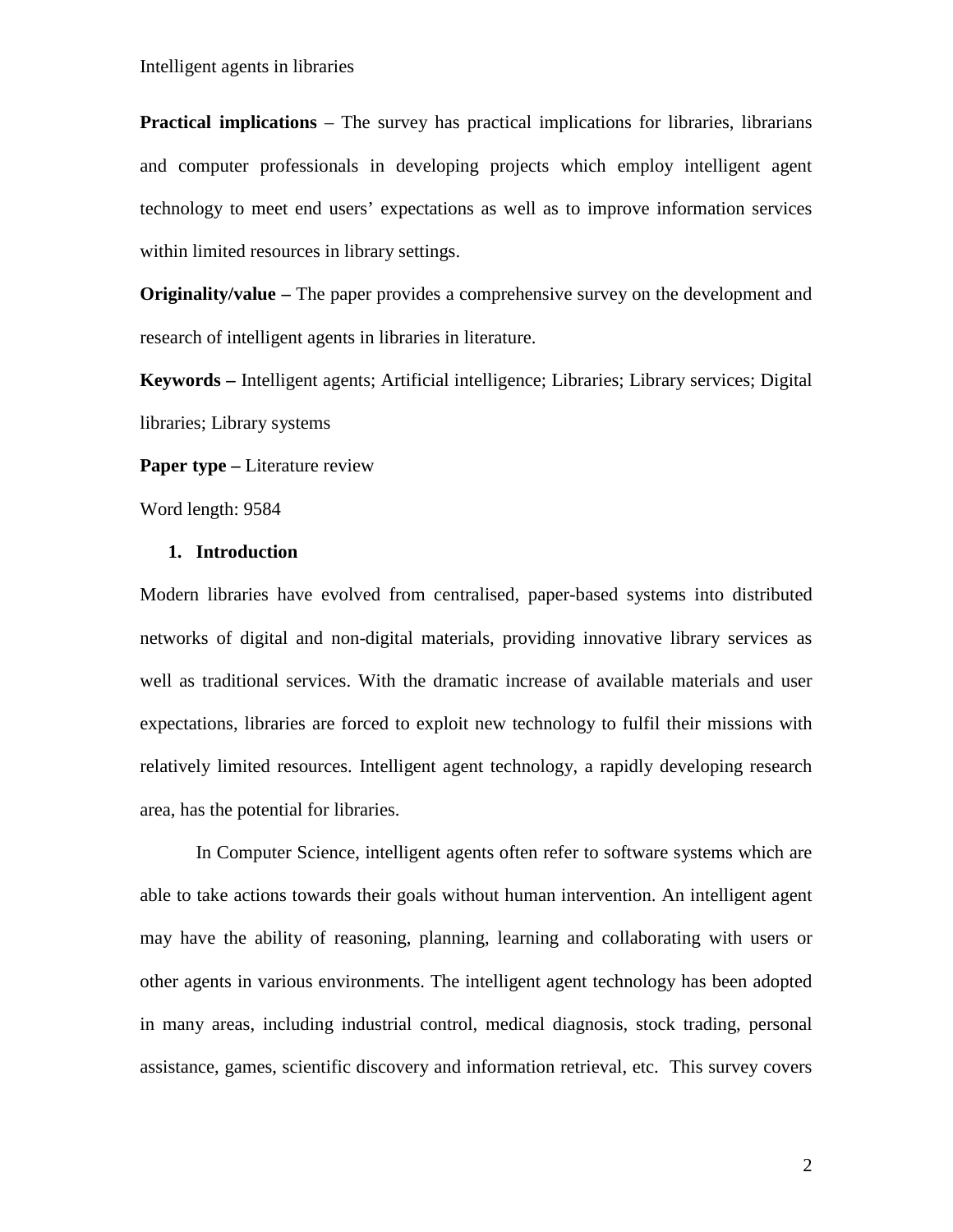**Practical implications** – The survey has practical implications for libraries, librarians and computer professionals in developing projects which employ intelligent agent technology to meet end users' expectations as well as to improve information services within limited resources in library settings.

**Originality/value –** The paper provides a comprehensive survey on the development and research of intelligent agents in libraries in literature.

**Keywords –** Intelligent agents; Artificial intelligence; Libraries; Library services; Digital libraries; Library systems

**Paper type –** Literature review

Word length: 9584

## 1. Introduction

Modern libraries have evolved from centralised, paper-based systems into distributed networks of digital and non-digital materials, providing innovative library services as well as traditional services. With the dramatic increase of available materials and user expectations, libraries are forced to exploit new technology to fulfil their missions with relatively limited resources. Intelligent agent technology, a rapidly developing research area, has the potential for libraries.

In Computer Science, intelligent agents often refer to software systems which are able to take actions towards their goals without human intervention. An intelligent agent may have the ability of reasoning, planning, learning and collaborating with users or other agents in various environments. The intelligent agent technology has been adopted in many areas, including industrial control, medical diagnosis, stock trading, personal assistance, games, scientific discovery and information retrieval, etc. This survey covers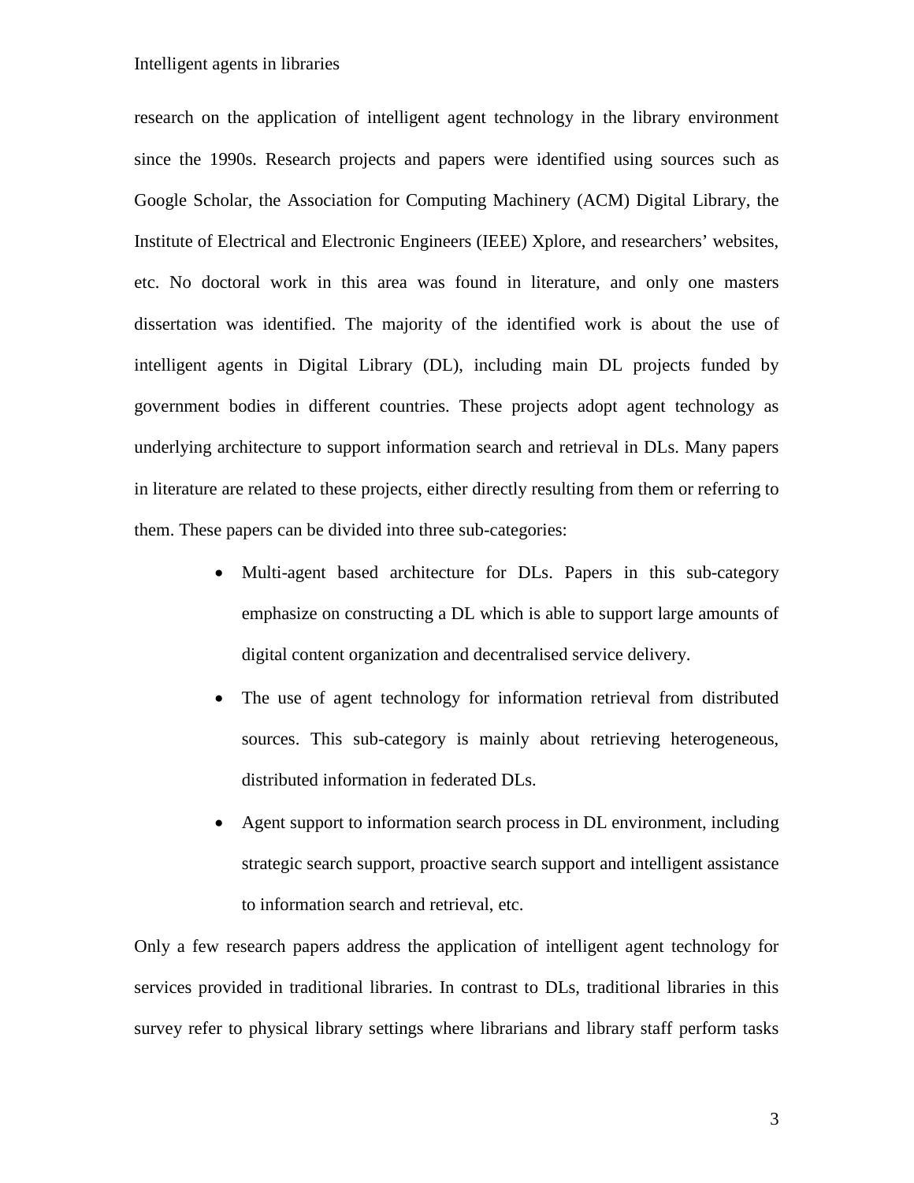research on the application of intelligent agent technology in the library environment since the 1990s. Research projects and papers were identified using sources such as Google Scholar, the Association for Computing Machinery (ACM) Digital Library, the Institute of Electrical and Electronic Engineers (IEEE) Xplore, and researchers' websites, etc. No doctoral work in this area was found in literature, and only one masters dissertation was identified. The majority of the identified work is about the use of intelligent agents in Digital Library (DL), including main DL projects funded by government bodies in different countries. These projects adopt agent technology as underlying architecture to support information search and retrieval in DLs. Many papers in literature are related to these projects, either directly resulting from them or referring to them. These papers can be divided into three sub-categories:

- Multi-agent based architecture for DLs. Papers in this sub-category emphasize on constructing a DL which is able to support large amounts of digital content organization and decentralised service delivery.
- The use of agent technology for information retrieval from distributed sources. This sub-category is mainly about retrieving heterogeneous, distributed information in federated DLs.
- Agent support to information search process in DL environment, including strategic search support, proactive search support and intelligent assistance to information search and retrieval, etc.

Only a few research papers address the application of intelligent agent technology for services provided in traditional libraries. In contrast to DLs, traditional libraries in this survey refer to physical library settings where librarians and library staff perform tasks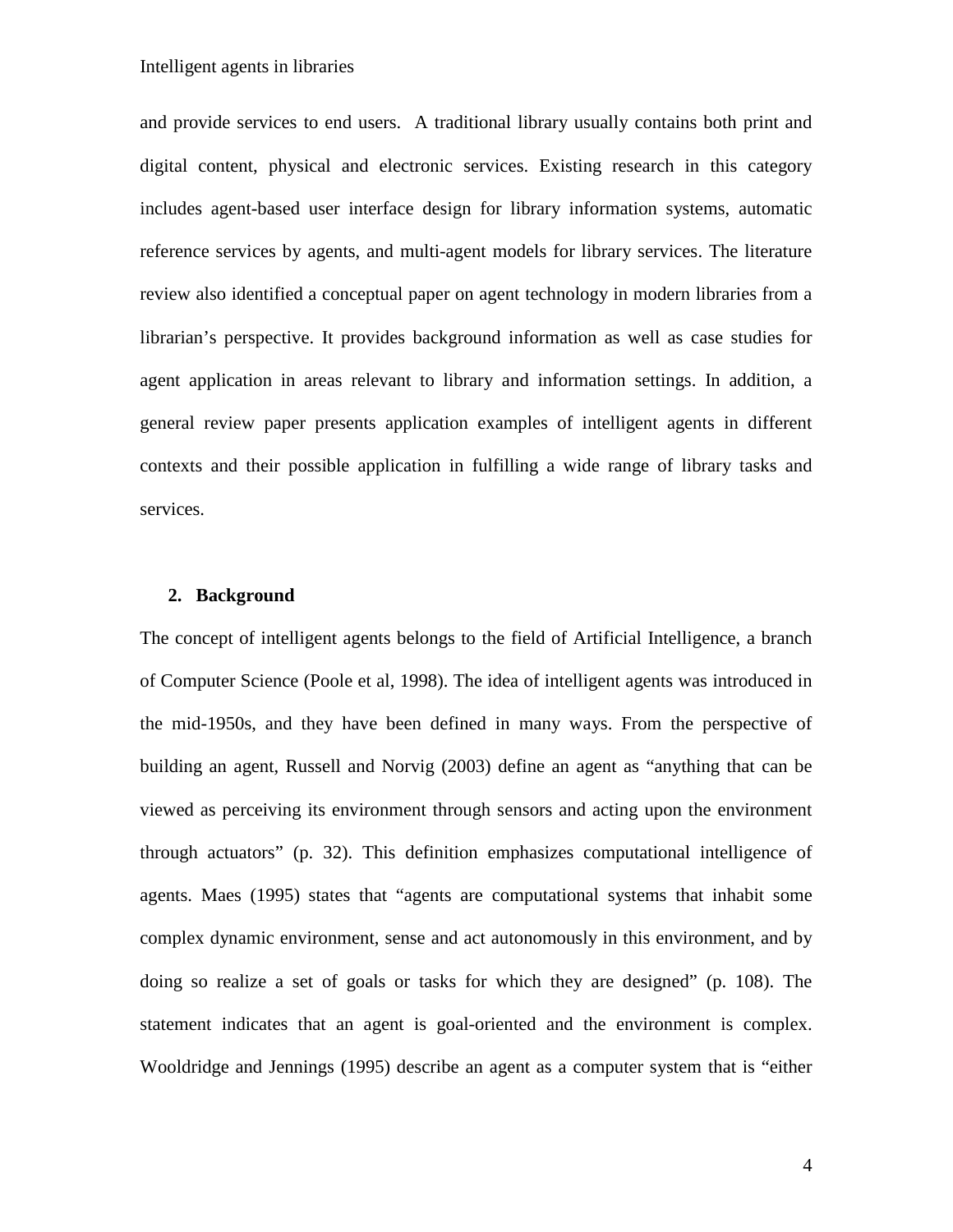and provide services to end users. A traditional library usually contains both print and digital content, physical and electronic services. Existing research in this category includes agent-based user interface design for library information systems, automatic reference services by agents, and multi-agent models for library services. The literature review also identified a conceptual paper on agent technology in modern libraries from a librarian's perspective. It provides background information as well as case studies for agent application in areas relevant to library and information settings. In addition, a general review paper presents application examples of intelligent agents in different contexts and their possible application in fulfilling a wide range of library tasks and services.

## 2. Background

The concept of intelligent agents belongs to the field of Artificial Intelligence, a branch of Computer Science (Poole et al, 1998). The idea of intelligent agents was introduced in the mid-1950s, and they have been defined in many ways. From the perspective of building an agent, Russell and Norvig (2003) define an agent as "anything that can be viewed as perceiving its environment through sensors and acting upon the environment through actuators" (p. 32). This definition emphasizes computational intelligence of agents. Maes (1995) states that "agents are computational systems that inhabit some complex dynamic environment, sense and act autonomously in this environment, and by doing so realize a set of goals or tasks for which they are designed" (p. 108). The statement indicates that an agent is goal-oriented and the environment is complex. Wooldridge and Jennings (1995) describe an agent as a computer system that is "either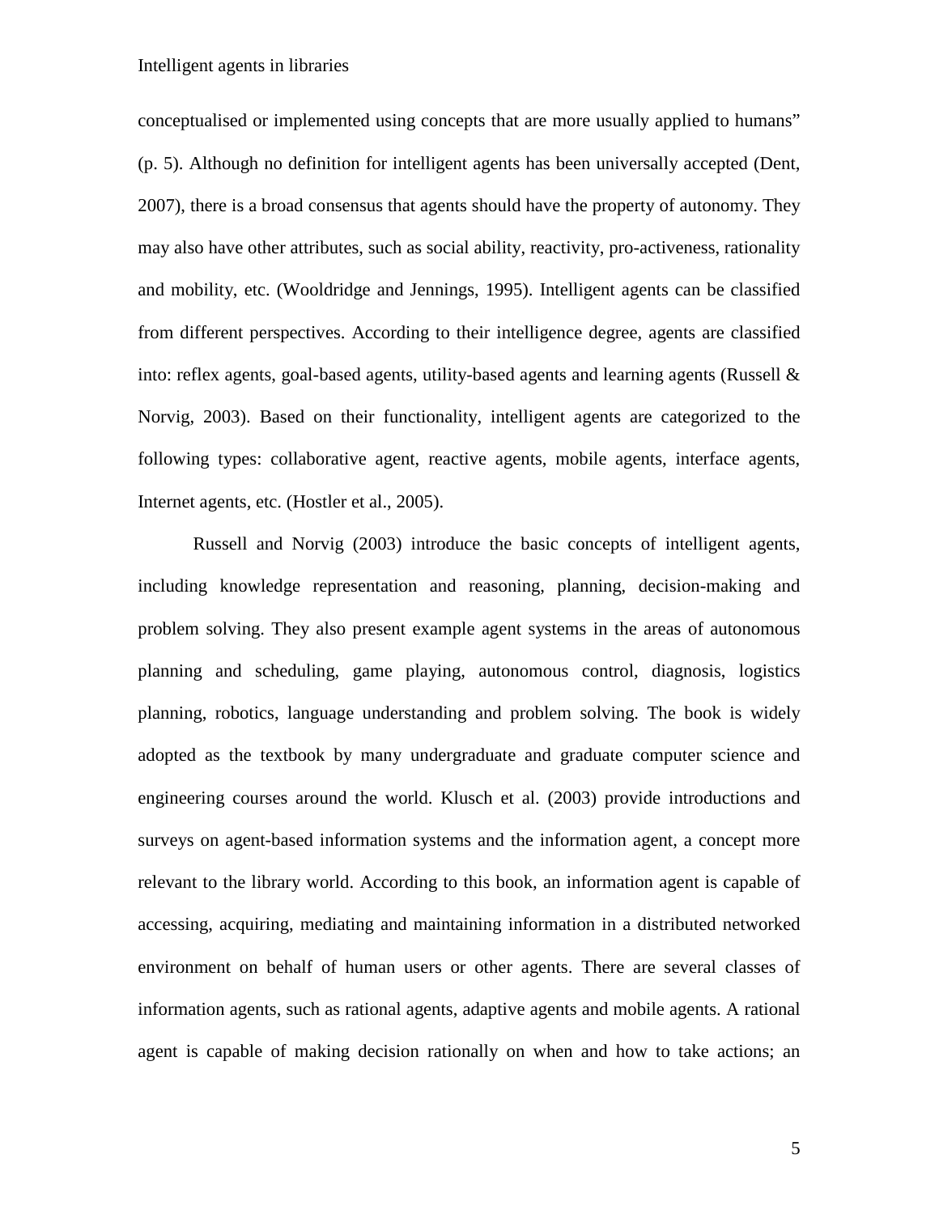conceptualised or implemented using concepts that are more usually applied to humans" (p. 5). Although no definition for intelligent agents has been universally accepted (Dent, 2007), there is a broad consensus that agents should have the property of autonomy. They may also have other attributes, such as social ability, reactivity, pro-activeness, rationality and mobility, etc. (Wooldridge and Jennings, 1995). Intelligent agents can be classified from different perspectives. According to their intelligence degree, agents are classified into: reflex agents, goal-based agents, utility-based agents and learning agents (Russell & Norvig, 2003). Based on their functionality, intelligent agents are categorized to the following types: collaborative agent, reactive agents, mobile agents, interface agents, Internet agents, etc. (Hostler et al., 2005).

Russell and Norvig (2003) introduce the basic concepts of intelligent agents, including knowledge representation and reasoning, planning, decision-making and problem solving. They also present example agent systems in the areas of autonomous planning and scheduling, game playing, autonomous control, diagnosis, logistics planning, robotics, language understanding and problem solving. The book is widely adopted as the textbook by many undergraduate and graduate computer science and engineering courses around the world. Klusch et al. (2003) provide introductions and surveys on agent-based information systems and the information agent, a concept more relevant to the library world. According to this book, an information agent is capable of accessing, acquiring, mediating and maintaining information in a distributed networked environment on behalf of human users or other agents. There are several classes of information agents, such as rational agents, adaptive agents and mobile agents. A rational agent is capable of making decision rationally on when and how to take actions; an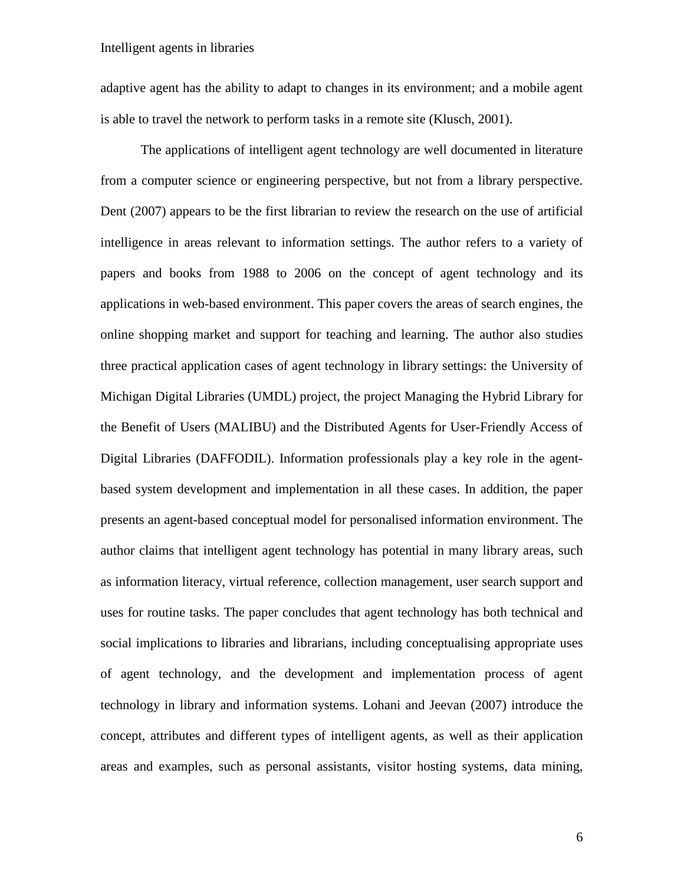adaptive agent has the ability to adapt to changes in its environment; and a mobile agent is able to travel the network to perform tasks in a remote site (Klusch, 2001).

The applications of intelligent agent technology are well documented in literature from a computer science or engineering perspective, but not from a library perspective. Dent (2007) appears to be the first librarian to review the research on the use of artificial intelligence in areas relevant to information settings. The author refers to a variety of papers and books from 1988 to 2006 on the concept of agent technology and its applications in web-based environment. This paper covers the areas of search engines, the online shopping market and support for teaching and learning. The author also studies three practical application cases of agent technology in library settings: the University of Michigan Digital Libraries (UMDL) project, the project Managing the Hybrid Library for the Benefit of Users (MALIBU) and the Distributed Agents for User-Friendly Access of Digital Libraries (DAFFODIL). Information professionals play a key role in the agent-based system development and implementation in all these cases. In addition, the paper presents an agent-based conceptual model for personalised information environment. The author claims that intelligent agent technology has potential in many library areas, such as information literacy, virtual reference, collection management, user search support and uses for routine tasks. The paper concludes that agent technology has both technical and social implications to libraries and librarians, including conceptualising appropriate uses of agent technology, and the development and implementation process of agent technology in library and information systems. Lohani and Jeevan (2007) introduce the concept, attributes and different types of intelligent agents, as well as their application areas and examples, such as personal assistants, visitor hosting systems, data mining,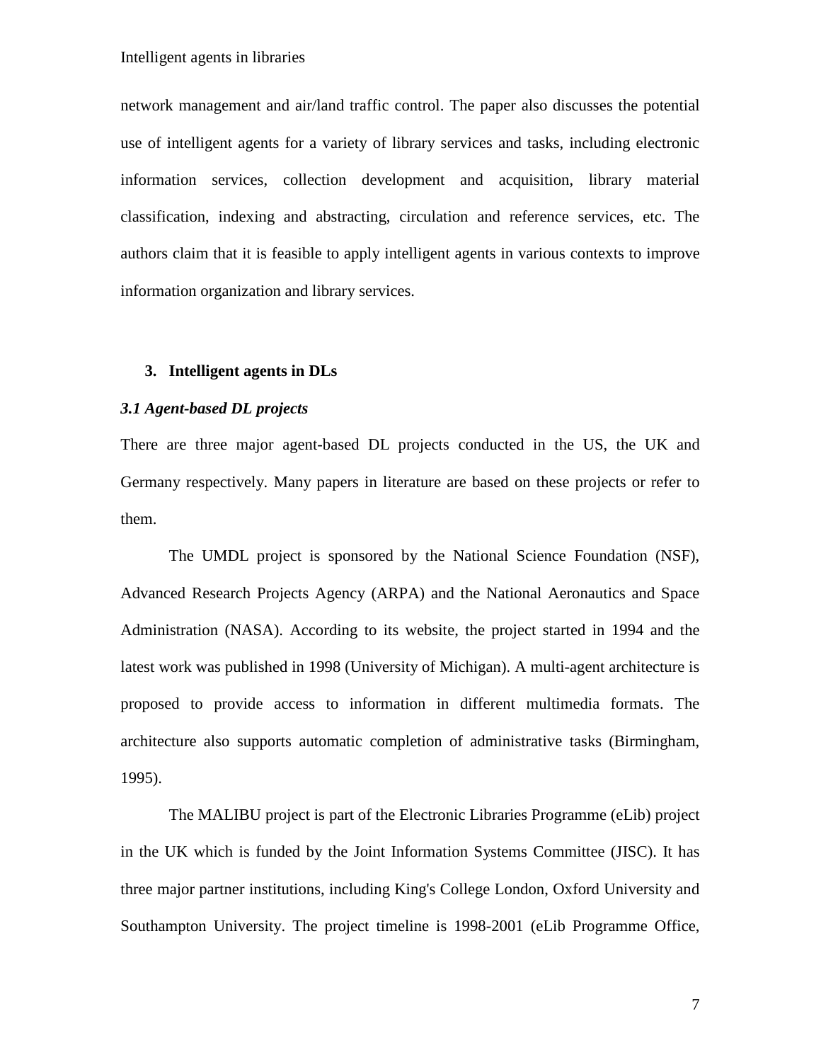network management and air/land traffic control. The paper also discusses the potential use of intelligent agents for a variety of library services and tasks, including electronic information services, collection development and acquisition, library material classification, indexing and abstracting, circulation and reference services, etc. The authors claim that it is feasible to apply intelligent agents in various contexts to improve information organization and library services.

## 3. Intelligent agents in DLs

### *3.1 Agent-based DL projects*

There are three major agent-based DL projects conducted in the US, the UK and Germany respectively. Many papers in literature are based on these projects or refer to them.

The UMDL project is sponsored by the National Science Foundation (NSF), Advanced Research Projects Agency (ARPA) and the National Aeronautics and Space Administration (NASA). According to its website, the project started in 1994 and the latest work was published in 1998 (University of Michigan). A multi-agent architecture is proposed to provide access to information in different multimedia formats. The architecture also supports automatic completion of administrative tasks (Birmingham, 1995).

The MALIBU project is part of the Electronic Libraries Programme (eLib) project in the UK which is funded by the Joint Information Systems Committee (JISC). It has three major partner institutions, including King's College London, Oxford University and Southampton University. The project timeline is 1998-2001 (eLib Programme Office,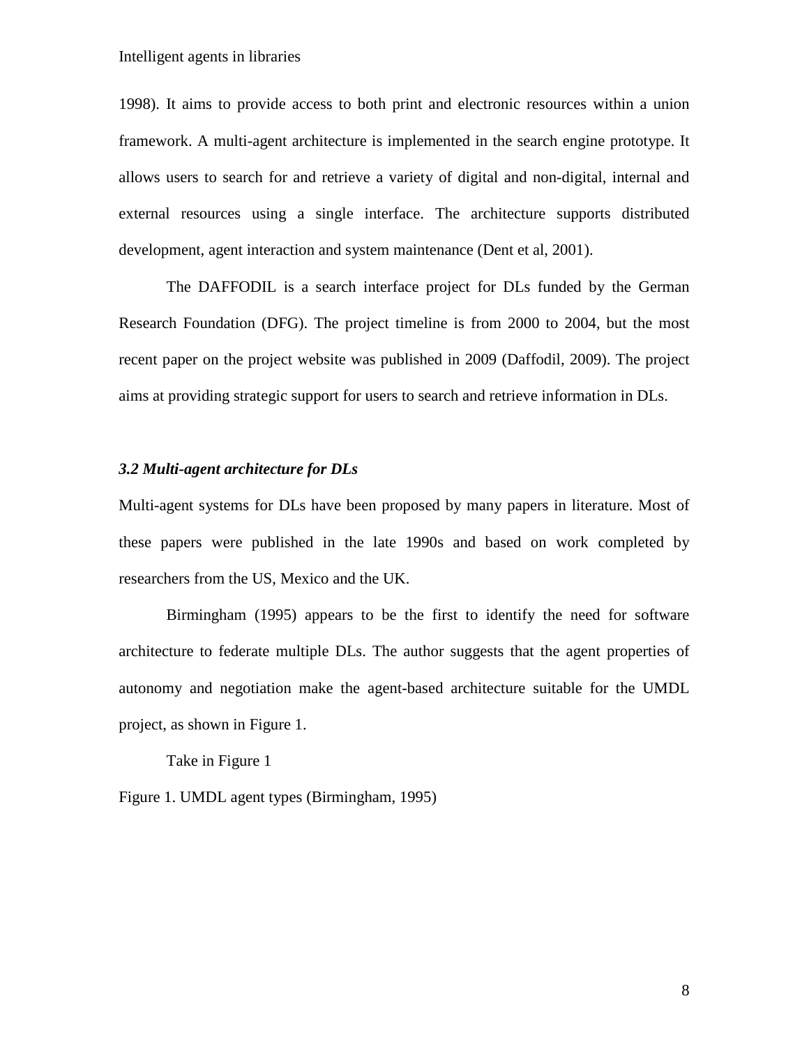1998). It aims to provide access to both print and electronic resources within a union framework. A multi-agent architecture is implemented in the search engine prototype. It allows users to search for and retrieve a variety of digital and non-digital, internal and external resources using a single interface. The architecture supports distributed development, agent interaction and system maintenance (Dent et al, 2001).

The DAFFODIL is a search interface project for DLs funded by the German Research Foundation (DFG). The project timeline is from 2000 to 2004, but the most recent paper on the project website was published in 2009 (Daffodil, 2009). The project aims at providing strategic support for users to search and retrieve information in DLs.

### *3.2 Multi-agent architecture for DLs*

Multi-agent systems for DLs have been proposed by many papers in literature. Most of these papers were published in the late 1990s and based on work completed by researchers from the US, Mexico and the UK.

Birmingham (1995) appears to be the first to identify the need for software architecture to federate multiple DLs. The author suggests that the agent properties of autonomy and negotiation make the agent-based architecture suitable for the UMDL project, as shown in Figure 1.

Take in Figure 1

Figure 1. UMDL agent types (Birmingham, 1995)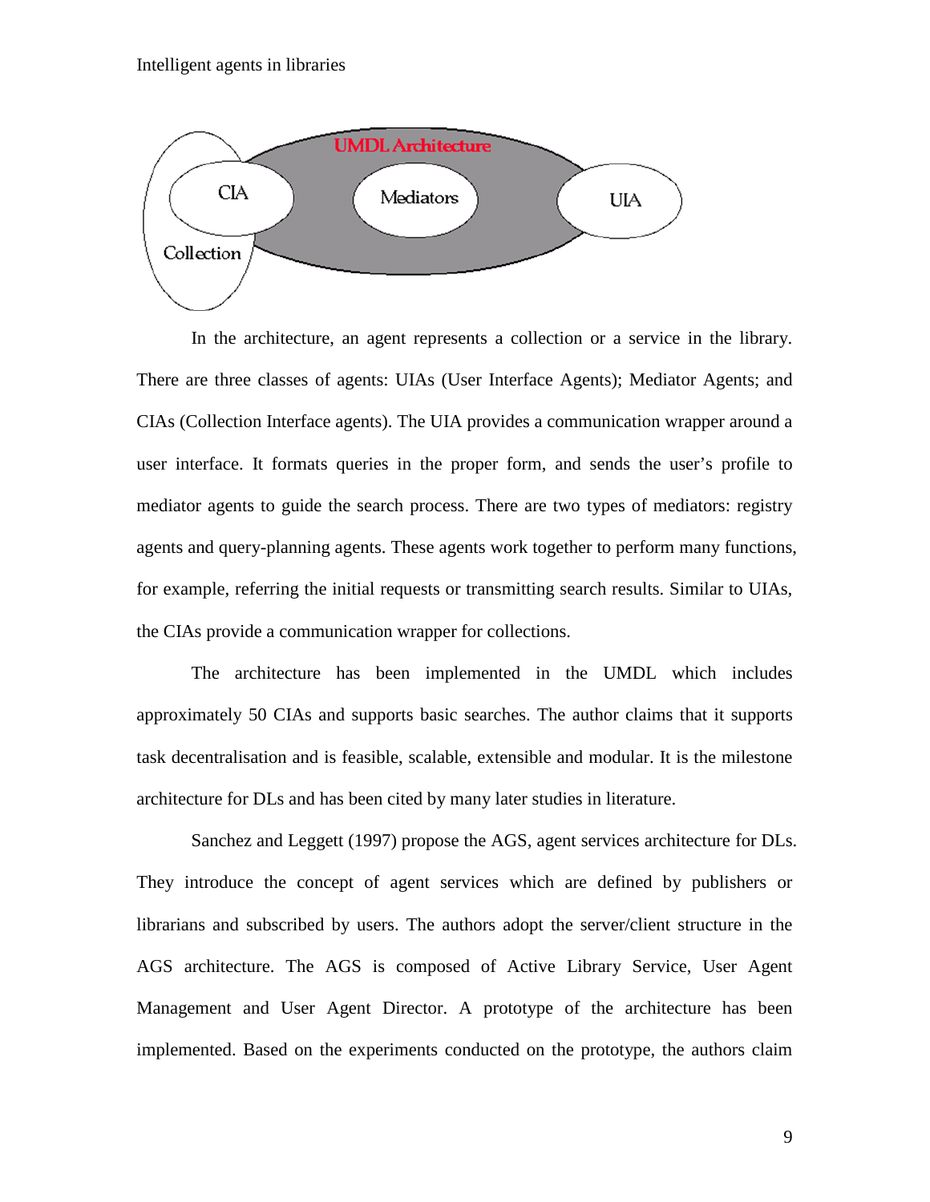In the architecture, an agent represents a collection or a service in the library. There are three classes of agents: UIAs (User Interface Agents); Mediator Agents; and CIAs (Collection Interface agents). The UIA provides a communication wrapper around a user interface. It formats queries in the proper form, and sends the user's profile to mediator agents to guide the search process. There are two types of mediators: registry agents and query-planning agents. These agents work together to perform many functions, for example, referring the initial requests or transmitting search results. Similar to UIAs, the CIAs provide a communication wrapper for collections.

The architecture has been implemented in the UMDL which includes approximately 50 CIAs and supports basic searches. The author claims that it supports task decentralisation and is feasible, scalable, extensible and modular. It is the milestone architecture for DLs and has been cited by many later studies in literature.

Sanchez and Leggett (1997) propose the AGS, agent services architecture for DLs. They introduce the concept of agent services which are defined by publishers or librarians and subscribed by users. The authors adopt the server/client structure in the AGS architecture. The AGS is composed of Active Library Service, User Agent Management and User Agent Director. A prototype of the architecture has been implemented. Based on the experiments conducted on the prototype, the authors claim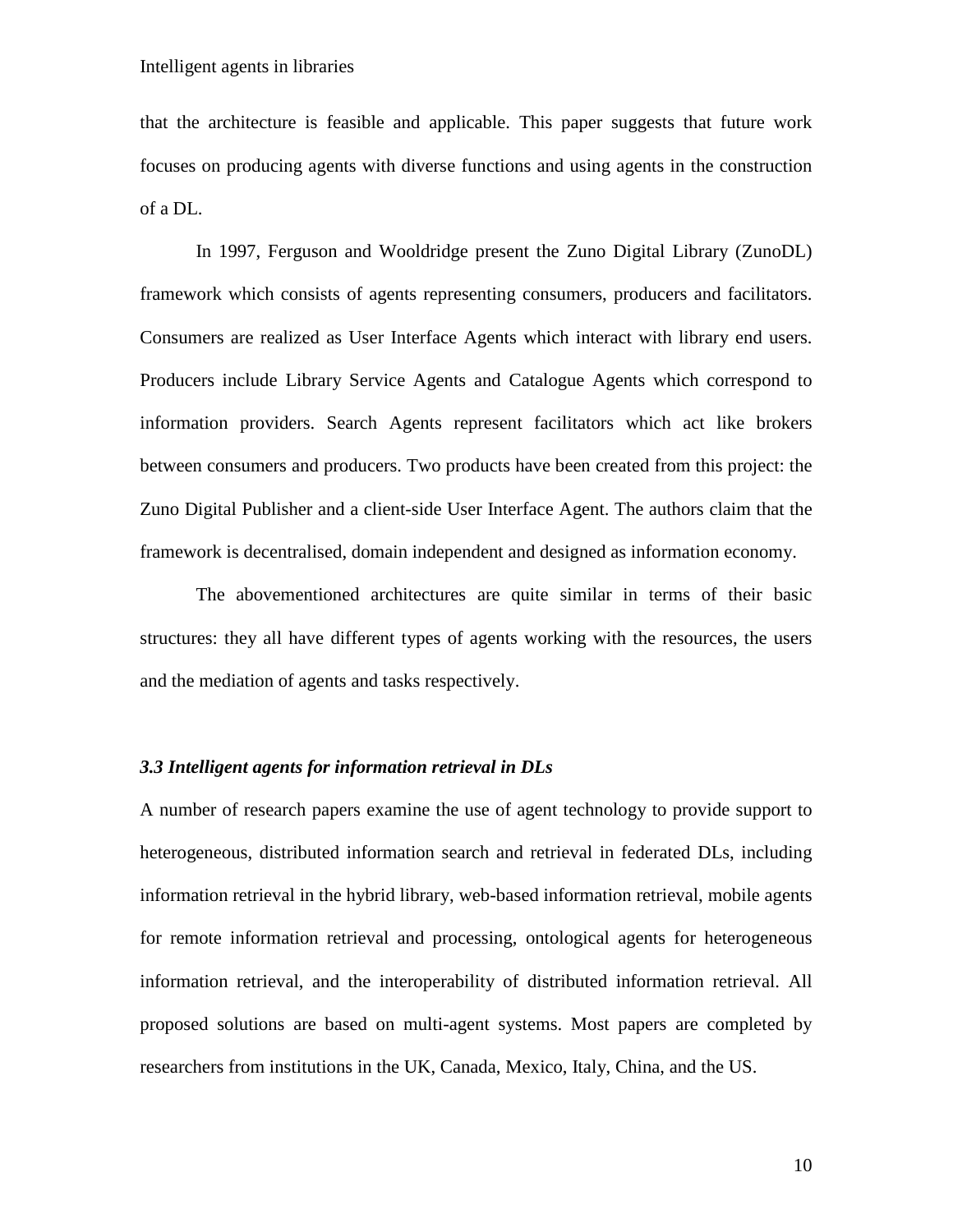that the architecture is feasible and applicable. This paper suggests that future work focuses on producing agents with diverse functions and using agents in the construction of a DL.

In 1997, Ferguson and Wooldridge present the Zuno Digital Library (ZunoDL) framework which consists of agents representing consumers, producers and facilitators. Consumers are realized as User Interface Agents which interact with library end users. Producers include Library Service Agents and Catalogue Agents which correspond to information providers. Search Agents represent facilitators which act like brokers between consumers and producers. Two products have been created from this project: the Zuno Digital Publisher and a client-side User Interface Agent. The authors claim that the framework is decentralised, domain independent and designed as information economy.

The abovementioned architectures are quite similar in terms of their basic structures: they all have different types of agents working with the resources, the users and the mediation of agents and tasks respectively.

### *3.3 Intelligent agents for information retrieval in DLs*

A number of research papers examine the use of agent technology to provide support to heterogeneous, distributed information search and retrieval in federated DLs, including information retrieval in the hybrid library, web-based information retrieval, mobile agents for remote information retrieval and processing, ontological agents for heterogeneous information retrieval, and the interoperability of distributed information retrieval. All proposed solutions are based on multi-agent systems. Most papers are completed by researchers from institutions in the UK, Canada, Mexico, Italy, China, and the US.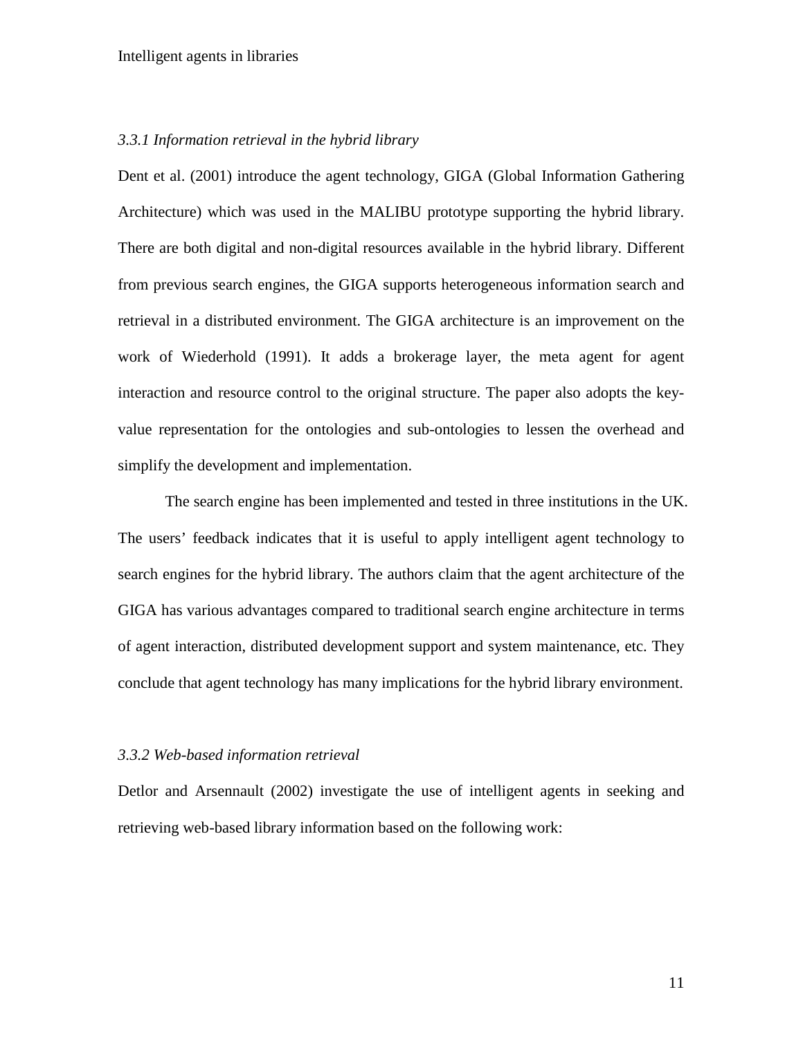### *3.3.1 Information retrieval in the hybrid library*

Dent et al. (2001) introduce the agent technology, GIGA (Global Information Gathering Architecture) which was used in the MALIBU prototype supporting the hybrid library. There are both digital and non-digital resources available in the hybrid library. Different from previous search engines, the GIGA supports heterogeneous information search and retrieval in a distributed environment. The GIGA architecture is an improvement on the work of Wiederhold (1991). It adds a brokerage layer, the meta agent for agent interaction and resource control to the original structure. The paper also adopts the key-value representation for the ontologies and sub-ontologies to lessen the overhead and simplify the development and implementation.

The search engine has been implemented and tested in three institutions in the UK. The users' feedback indicates that it is useful to apply intelligent agent technology to search engines for the hybrid library. The authors claim that the agent architecture of the GIGA has various advantages compared to traditional search engine architecture in terms of agent interaction, distributed development support and system maintenance, etc. They conclude that agent technology has many implications for the hybrid library environment.

### *3.3.2 Web-based information retrieval*

Detlor and Arsennault (2002) investigate the use of intelligent agents in seeking and retrieving web-based library information based on the following work: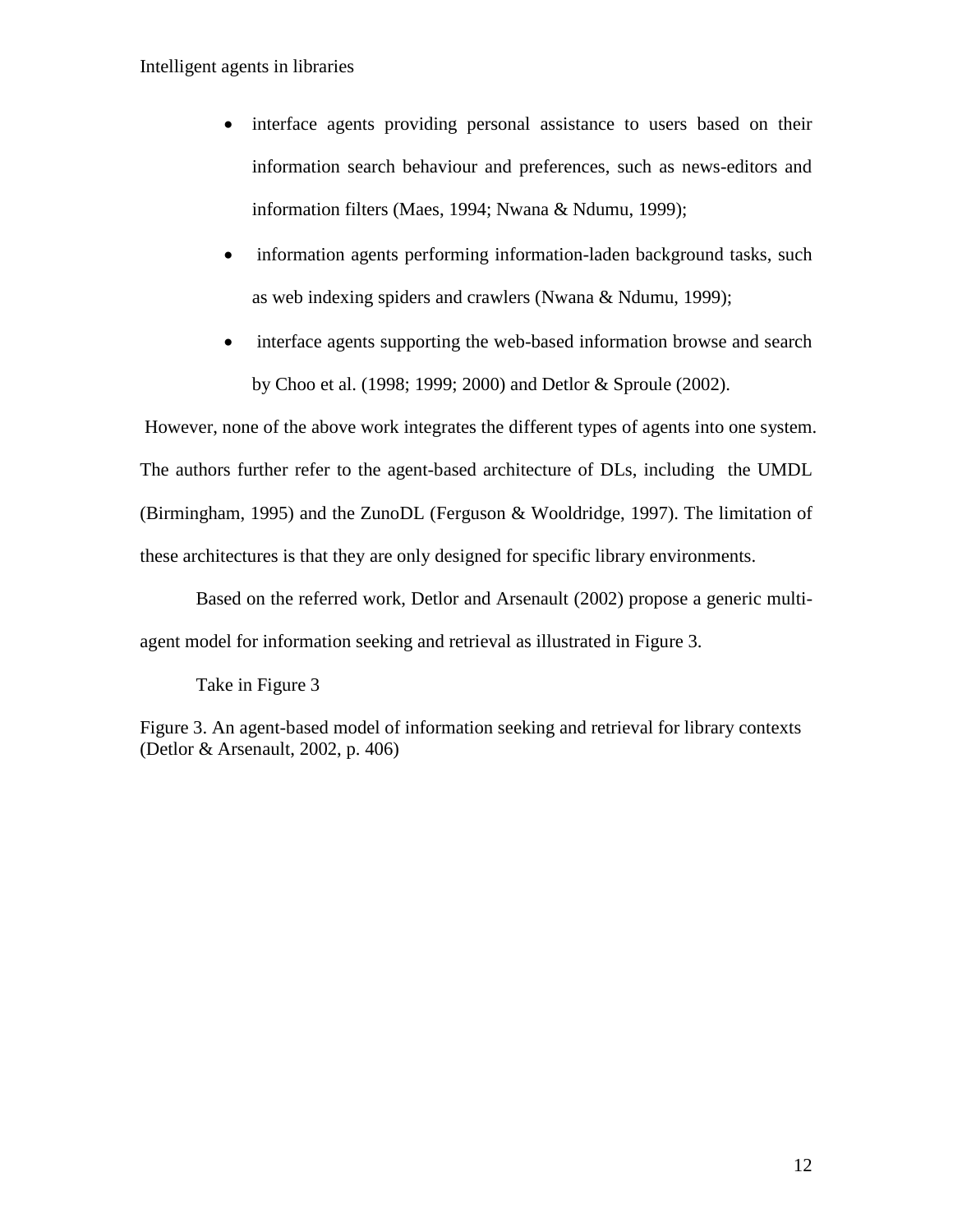- interface agents providing personal assistance to users based on their information search behaviour and preferences, such as news-editors and information filters (Maes, 1994; Nwana & Ndumu, 1999);
- information agents performing information-laden background tasks, such as web indexing spiders and crawlers (Nwana & Ndumu, 1999);
- interface agents supporting the web-based information browse and search by Choo et al. (1998; 1999; 2000) and Detlor & Sproule (2002).

However, none of the above work integrates the different types of agents into one system. The authors further refer to the agent-based architecture of DLs, including the UMDL (Birmingham, 1995) and the ZunoDL (Ferguson & Wooldridge, 1997). The limitation of these architectures is that they are only designed for specific library environments.

Based on the referred work, Detlor and Arsenault (2002) propose a generic multi-agent model for information seeking and retrieval as illustrated in Figure 3.

Take in Figure 3

Figure 3. An agent-based model of information seeking and retrieval for library contexts (Detlor & Arsenault, 2002, p. 406)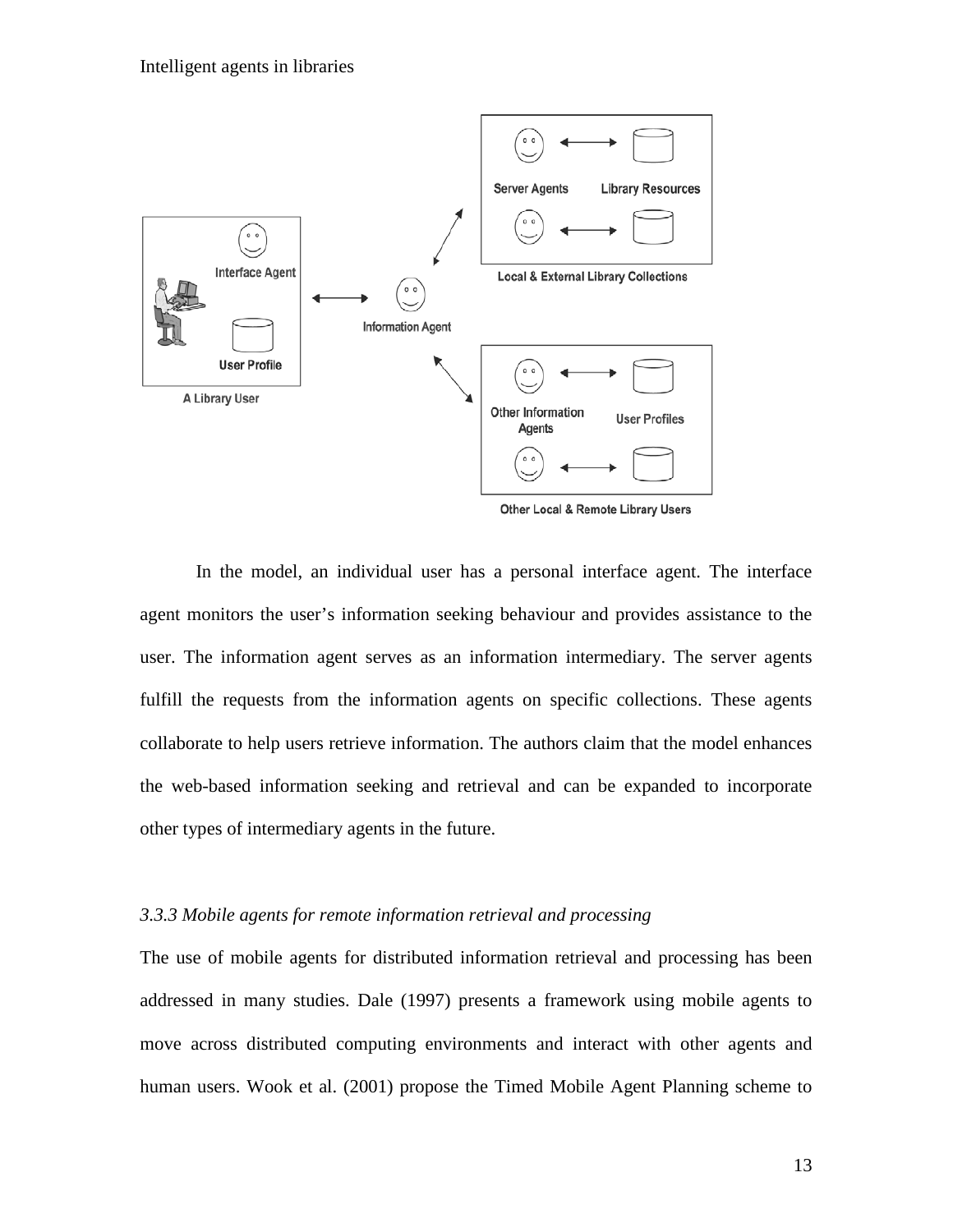In the model, an individual user has a personal interface agent. The interface agent monitors the user's information seeking behaviour and provides assistance to the user. The information agent serves as an information intermediary. The server agents fulfill the requests from the information agents on specific collections. These agents collaborate to help users retrieve information. The authors claim that the model enhances the web-based information seeking and retrieval and can be expanded to incorporate other types of intermediary agents in the future.

### *3.3.3 Mobile agents for remote information retrieval and processing*

The use of mobile agents for distributed information retrieval and processing has been addressed in many studies. Dale (1997) presents a framework using mobile agents to move across distributed computing environments and interact with other agents and human users. Wook et al. (2001) propose the Timed Mobile Agent Planning scheme to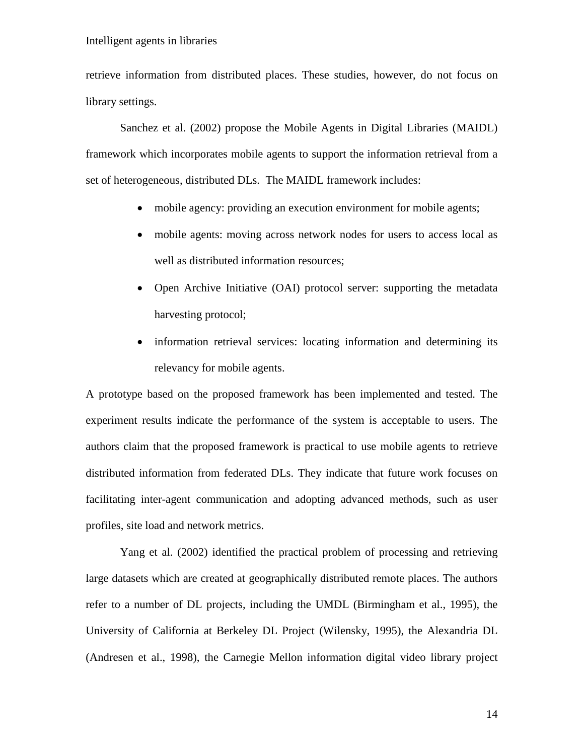retrieve information from distributed places. These studies, however, do not focus on library settings.

Sanchez et al. (2002) propose the Mobile Agents in Digital Libraries (MAIDL) framework which incorporates mobile agents to support the information retrieval from a set of heterogeneous, distributed DLs. The MAIDL framework includes:

- mobile agency: providing an execution environment for mobile agents;
- mobile agents: moving across network nodes for users to access local as well as distributed information resources;
- Open Archive Initiative (OAI) protocol server: supporting the metadata harvesting protocol;
- information retrieval services: locating information and determining its relevancy for mobile agents.

A prototype based on the proposed framework has been implemented and tested. The experiment results indicate the performance of the system is acceptable to users. The authors claim that the proposed framework is practical to use mobile agents to retrieve distributed information from federated DLs. They indicate that future work focuses on facilitating inter-agent communication and adopting advanced methods, such as user profiles, site load and network metrics.

Yang et al. (2002) identified the practical problem of processing and retrieving large datasets which are created at geographically distributed remote places. The authors refer to a number of DL projects, including the UMDL (Birmingham et al., 1995), the University of California at Berkeley DL Project (Wilensky, 1995), the Alexandria DL (Andresen et al., 1998), the Carnegie Mellon information digital video library project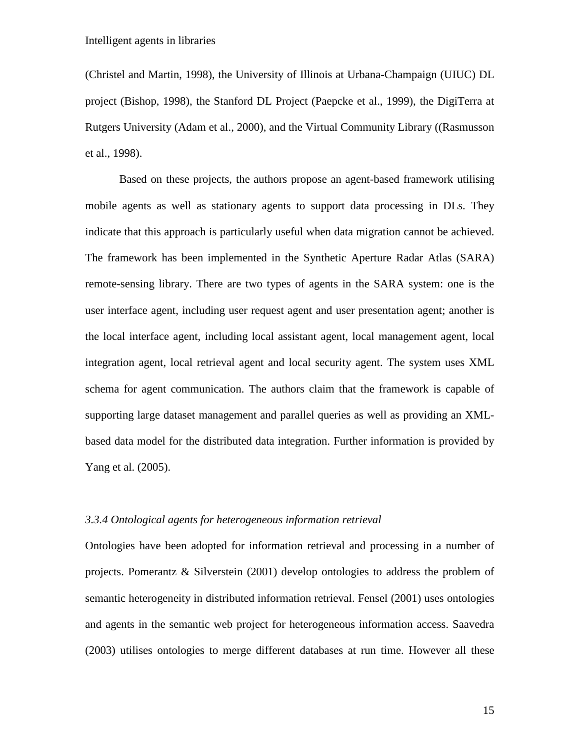(Christel and Martin, 1998), the University of Illinois at Urbana-Champaign (UIUC) DL project (Bishop, 1998), the Stanford DL Project (Paepcke et al., 1999), the DigiTerra at Rutgers University (Adam et al., 2000), and the Virtual Community Library ((Rasmusson et al., 1998).

Based on these projects, the authors propose an agent-based framework utilising mobile agents as well as stationary agents to support data processing in DLs. They indicate that this approach is particularly useful when data migration cannot be achieved. The framework has been implemented in the Synthetic Aperture Radar Atlas (SARA) remote-sensing library. There are two types of agents in the SARA system: one is the user interface agent, including user request agent and user presentation agent; another is the local interface agent, including local assistant agent, local management agent, local integration agent, local retrieval agent and local security agent. The system uses XML schema for agent communication. The authors claim that the framework is capable of supporting large dataset management and parallel queries as well as providing an XML-based data model for the distributed data integration. Further information is provided by Yang et al. (2005).

### *3.3.4 Ontological agents for heterogeneous information retrieval*

Ontologies have been adopted for information retrieval and processing in a number of projects. Pomerantz & Silverstein (2001) develop ontologies to address the problem of semantic heterogeneity in distributed information retrieval. Fensel (2001) uses ontologies and agents in the semantic web project for heterogeneous information access. Saavedra (2003) utilises ontologies to merge different databases at run time. However all these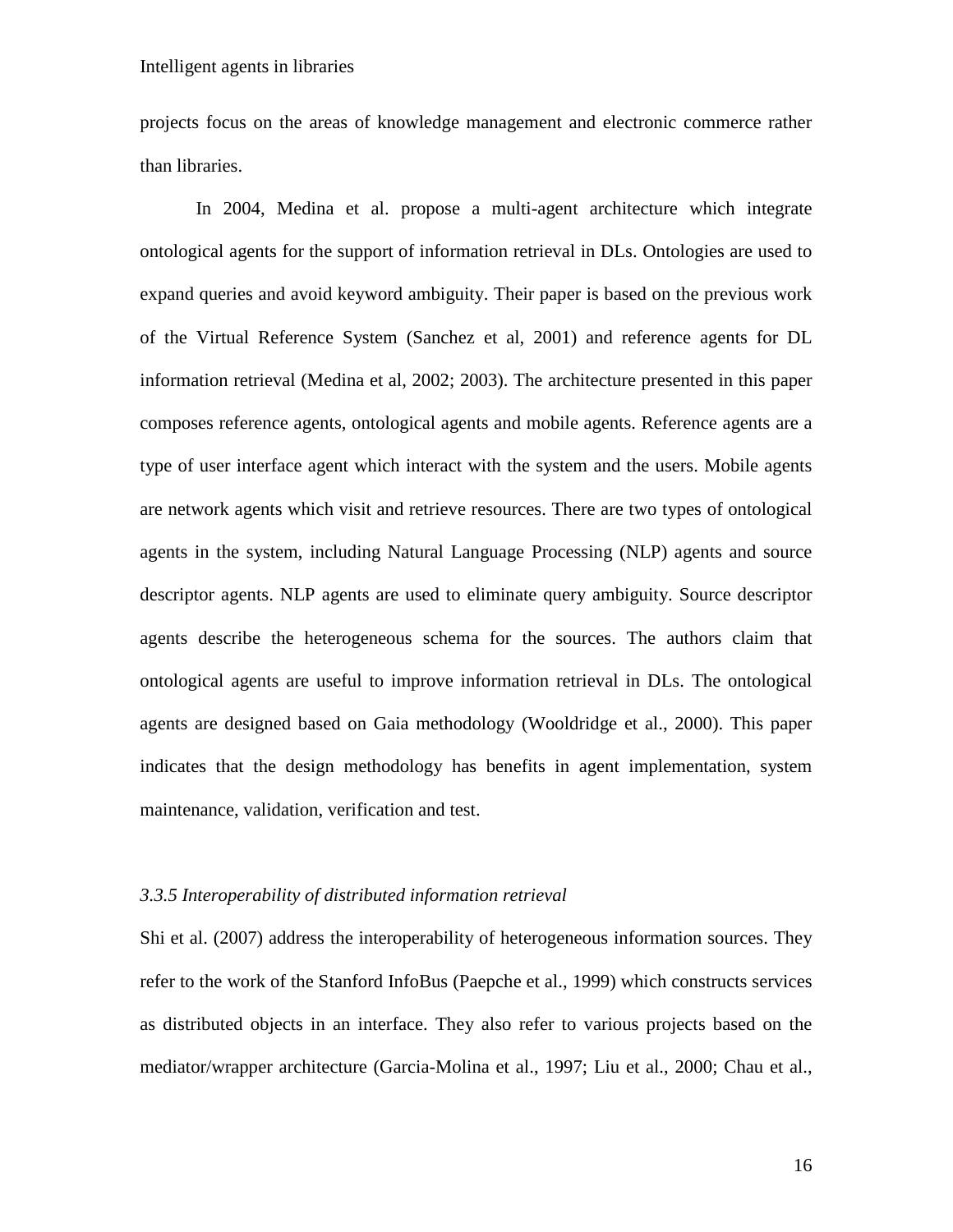projects focus on the areas of knowledge management and electronic commerce rather than libraries.

In 2004, Medina et al. propose a multi-agent architecture which integrate ontological agents for the support of information retrieval in DLs. Ontologies are used to expand queries and avoid keyword ambiguity. Their paper is based on the previous work of the Virtual Reference System (Sanchez et al, 2001) and reference agents for DL information retrieval (Medina et al, 2002; 2003). The architecture presented in this paper composes reference agents, ontological agents and mobile agents. Reference agents are a type of user interface agent which interact with the system and the users. Mobile agents are network agents which visit and retrieve resources. There are two types of ontological agents in the system, including Natural Language Processing (NLP) agents and source descriptor agents. NLP agents are used to eliminate query ambiguity. Source descriptor agents describe the heterogeneous schema for the sources. The authors claim that ontological agents are useful to improve information retrieval in DLs. The ontological agents are designed based on Gaia methodology (Wooldridge et al., 2000). This paper indicates that the design methodology has benefits in agent implementation, system maintenance, validation, verification and test.

### *3.3.5 Interoperability of distributed information retrieval*

Shi et al. (2007) address the interoperability of heterogeneous information sources. They refer to the work of the Stanford InfoBus (Paepche et al., 1999) which constructs services as distributed objects in an interface. They also refer to various projects based on the mediator/wrapper architecture (Garcia-Molina et al., 1997; Liu et al., 2000; Chau et al.,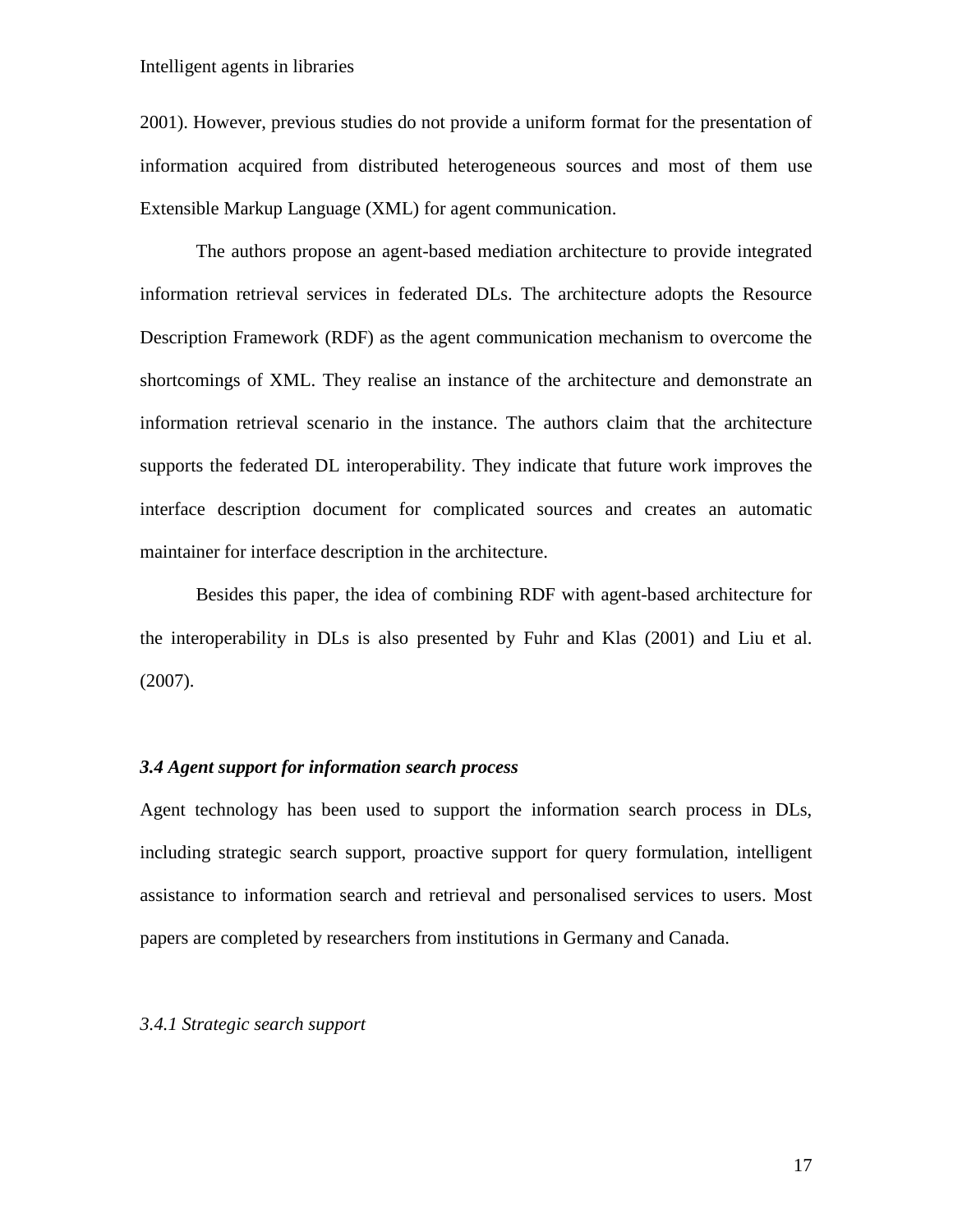2001). However, previous studies do not provide a uniform format for the presentation of information acquired from distributed heterogeneous sources and most of them use Extensible Markup Language (XML) for agent communication.

The authors propose an agent-based mediation architecture to provide integrated information retrieval services in federated DLs. The architecture adopts the Resource Description Framework (RDF) as the agent communication mechanism to overcome the shortcomings of XML. They realise an instance of the architecture and demonstrate an information retrieval scenario in the instance. The authors claim that the architecture supports the federated DL interoperability. They indicate that future work improves the interface description document for complicated sources and creates an automatic maintainer for interface description in the architecture.

Besides this paper, the idea of combining RDF with agent-based architecture for the interoperability in DLs is also presented by Fuhr and Klas (2001) and Liu et al. (2007).

### *3.4 Agent support for information search process*

Agent technology has been used to support the information search process in DLs, including strategic search support, proactive support for query formulation, intelligent assistance to information search and retrieval and personalised services to users. Most papers are completed by researchers from institutions in Germany and Canada.

#### *3.4.1 Strategic search support*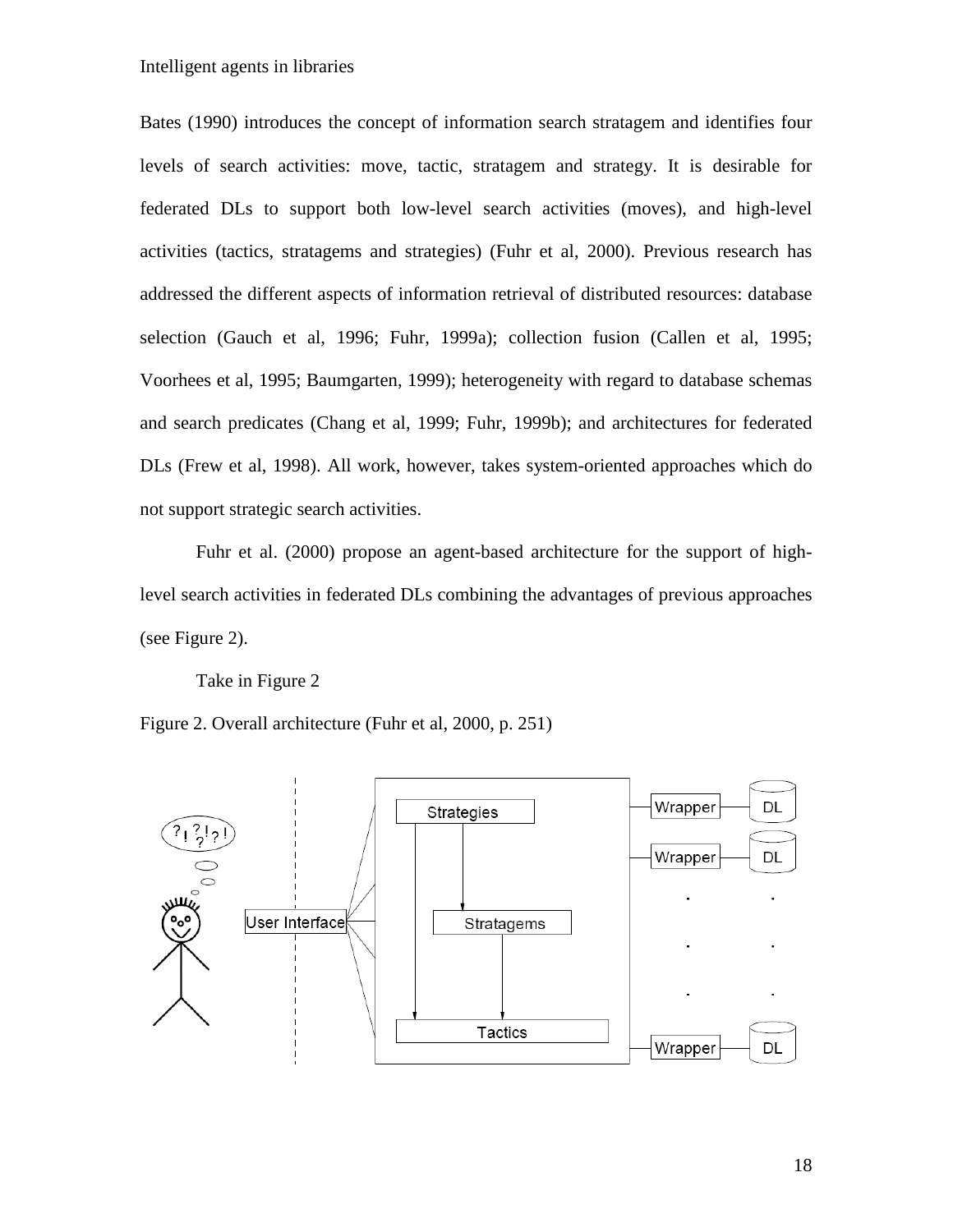Bates (1990) introduces the concept of information search stratagem and identifies four levels of search activities: move, tactic, stratagem and strategy. It is desirable for federated DLs to support both low-level search activities (moves), and high-level activities (tactics, stratagems and strategies) (Fuhr et al, 2000). Previous research has addressed the different aspects of information retrieval of distributed resources: database selection (Gauch et al, 1996; Fuhr, 1999a); collection fusion (Callen et al, 1995; Voorhees et al, 1995; Baumgarten, 1999); heterogeneity with regard to database schemas and search predicates (Chang et al, 1999; Fuhr, 1999b); and architectures for federated DLs (Frew et al, 1998). All work, however, takes system-oriented approaches which do not support strategic search activities.

Fuhr et al. (2000) propose an agent-based architecture for the support of high-level search activities in federated DLs combining the advantages of previous approaches (see Figure 2).

Take in Figure 2

Figure 2. Overall architecture (Fuhr et al, 2000, p. 251)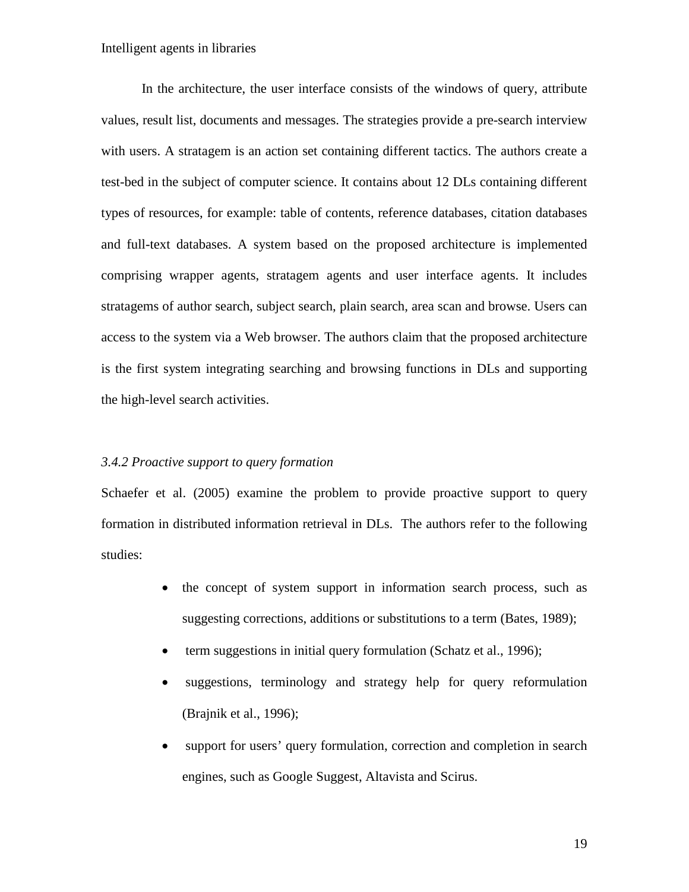In the architecture, the user interface consists of the windows of query, attribute values, result list, documents and messages. The strategies provide a pre-search interview with users. A stratagem is an action set containing different tactics. The authors create a test-bed in the subject of computer science. It contains about 12 DLs containing different types of resources, for example: table of contents, reference databases, citation databases and full-text databases. A system based on the proposed architecture is implemented comprising wrapper agents, stratagem agents and user interface agents. It includes stratagems of author search, subject search, plain search, area scan and browse. Users can access to the system via a Web browser. The authors claim that the proposed architecture is the first system integrating searching and browsing functions in DLs and supporting the high-level search activities.

### *3.4.2 Proactive support to query formation*

Schaefer et al. (2005) examine the problem to provide proactive support to query formation in distributed information retrieval in DLs. The authors refer to the following studies:

- the concept of system support in information search process, such as suggesting corrections, additions or substitutions to a term (Bates, 1989);
- term suggestions in initial query formulation (Schatz et al., 1996);
- suggestions, terminology and strategy help for query reformulation (Brajnik et al., 1996);
- support for users' query formulation, correction and completion in search engines, such as Google Suggest, Altavista and Scirus.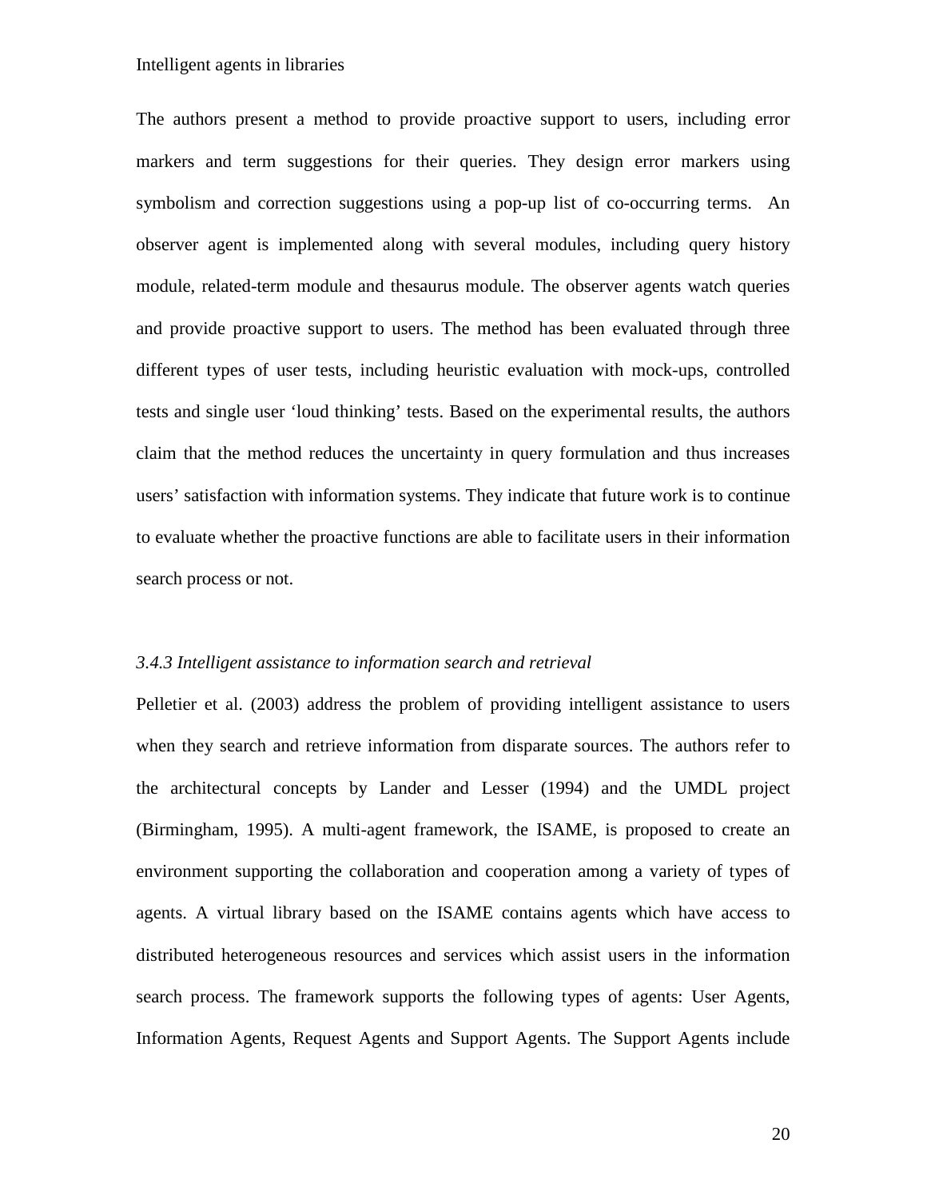The authors present a method to provide proactive support to users, including error markers and term suggestions for their queries. They design error markers using symbolism and correction suggestions using a pop-up list of co-occurring terms. An observer agent is implemented along with several modules, including query history module, related-term module and thesaurus module. The observer agents watch queries and provide proactive support to users. The method has been evaluated through three different types of user tests, including heuristic evaluation with mock-ups, controlled tests and single user 'loud thinking' tests. Based on the experimental results, the authors claim that the method reduces the uncertainty in query formulation and thus increases users' satisfaction with information systems. They indicate that future work is to continue to evaluate whether the proactive functions are able to facilitate users in their information search process or not.

### *3.4.3 Intelligent assistance to information search and retrieval*

Pelletier et al. (2003) address the problem of providing intelligent assistance to users when they search and retrieve information from disparate sources. The authors refer to the architectural concepts by Lander and Lesser (1994) and the UMDL project (Birmingham, 1995). A multi-agent framework, the ISAME, is proposed to create an environment supporting the collaboration and cooperation among a variety of types of agents. A virtual library based on the ISAME contains agents which have access to distributed heterogeneous resources and services which assist users in the information search process. The framework supports the following types of agents: User Agents, Information Agents, Request Agents and Support Agents. The Support Agents include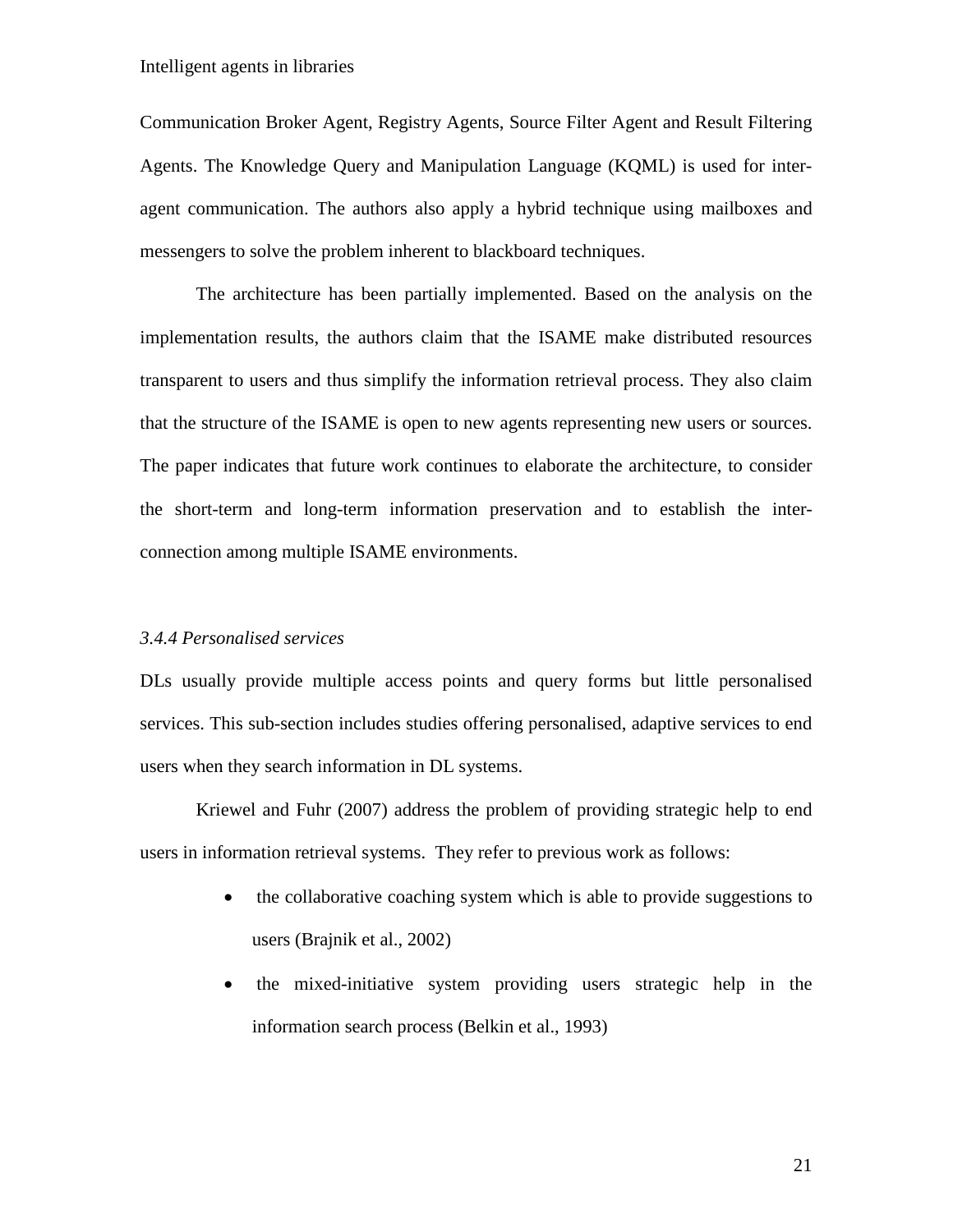Communication Broker Agent, Registry Agents, Source Filter Agent and Result Filtering Agents. The Knowledge Query and Manipulation Language (KQML) is used for inter-agent communication. The authors also apply a hybrid technique using mailboxes and messengers to solve the problem inherent to blackboard techniques.

The architecture has been partially implemented. Based on the analysis on the implementation results, the authors claim that the ISAME make distributed resources transparent to users and thus simplify the information retrieval process. They also claim that the structure of the ISAME is open to new agents representing new users or sources. The paper indicates that future work continues to elaborate the architecture, to consider the short-term and long-term information preservation and to establish the inter-connection among multiple ISAME environments.

### *3.4.4 Personalised services*

DLs usually provide multiple access points and query forms but little personalised services. This sub-section includes studies offering personalised, adaptive services to end users when they search information in DL systems.

Kriewel and Fuhr (2007) address the problem of providing strategic help to end users in information retrieval systems. They refer to previous work as follows:

- the collaborative coaching system which is able to provide suggestions to users (Brajnik et al., 2002)
- the mixed-initiative system providing users strategic help in the information search process (Belkin et al., 1993)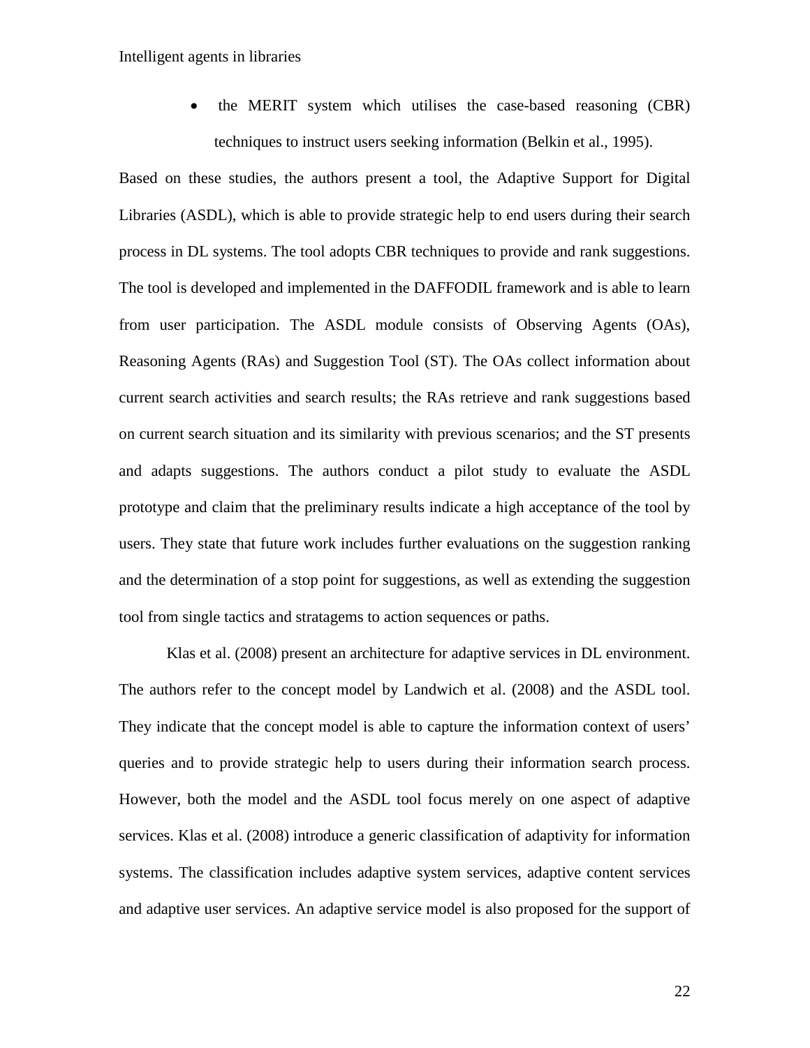- the MERIT system which utilises the case-based reasoning (CBR) techniques to instruct users seeking information (Belkin et al., 1995).

Based on these studies, the authors present a tool, the Adaptive Support for Digital Libraries (ASDL), which is able to provide strategic help to end users during their search process in DL systems. The tool adopts CBR techniques to provide and rank suggestions. The tool is developed and implemented in the DAFFODIL framework and is able to learn from user participation. The ASDL module consists of Observing Agents (OAs), Reasoning Agents (RAs) and Suggestion Tool (ST). The OAs collect information about current search activities and search results; the RAs retrieve and rank suggestions based on current search situation and its similarity with previous scenarios; and the ST presents and adapts suggestions. The authors conduct a pilot study to evaluate the ASDL prototype and claim that the preliminary results indicate a high acceptance of the tool by users. They state that future work includes further evaluations on the suggestion ranking and the determination of a stop point for suggestions, as well as extending the suggestion tool from single tactics and stratagems to action sequences or paths.

Klas et al. (2008) present an architecture for adaptive services in DL environment. The authors refer to the concept model by Landwich et al. (2008) and the ASDL tool. They indicate that the concept model is able to capture the information context of users' queries and to provide strategic help to users during their information search process. However, both the model and the ASDL tool focus merely on one aspect of adaptive services. Klas et al. (2008) introduce a generic classification of adaptivity for information systems. The classification includes adaptive system services, adaptive content services and adaptive user services. An adaptive service model is also proposed for the support of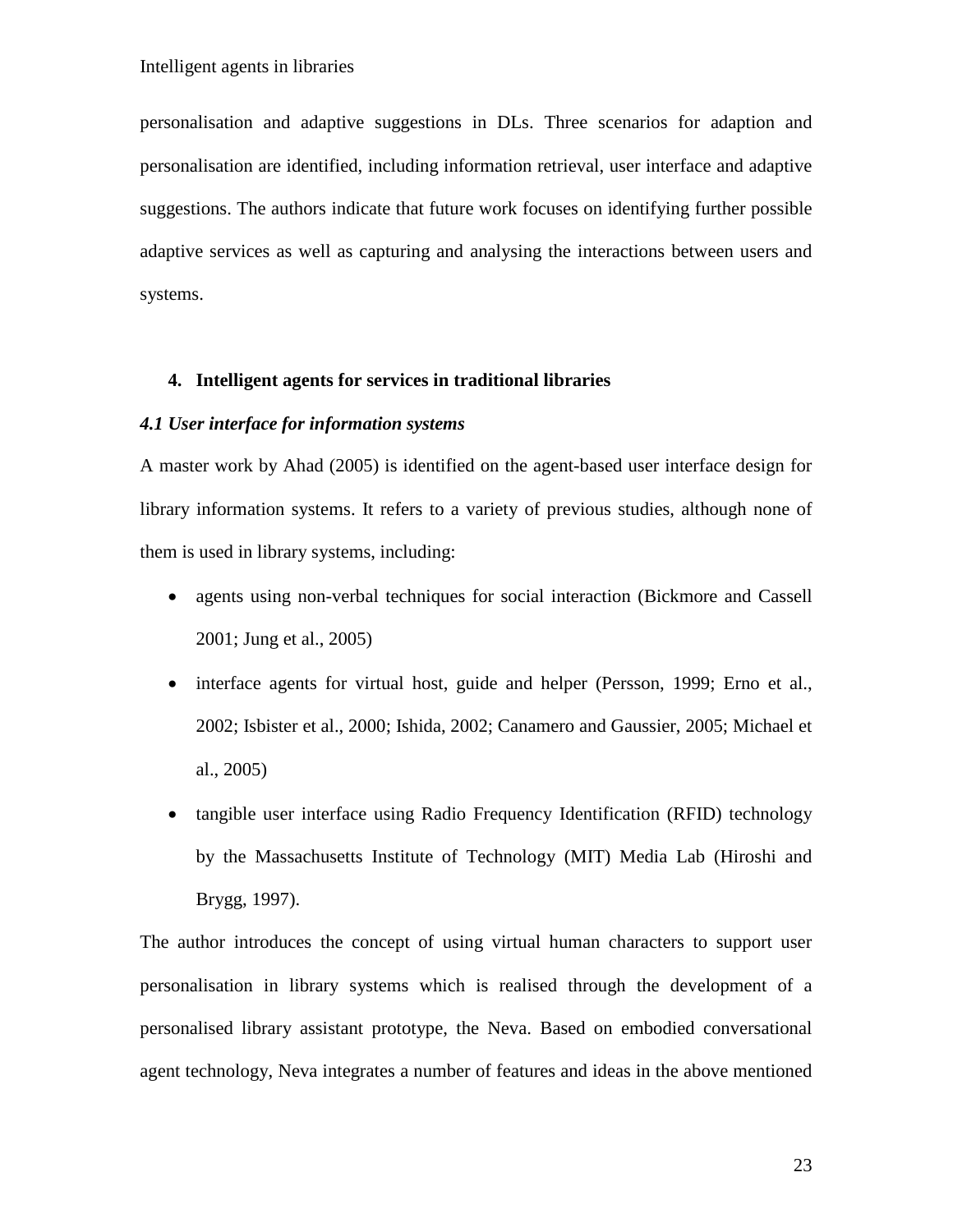personalisation and adaptive suggestions in DLs. Three scenarios for adaption and personalisation are identified, including information retrieval, user interface and adaptive suggestions. The authors indicate that future work focuses on identifying further possible adaptive services as well as capturing and analysing the interactions between users and systems.

## 4. Intelligent agents for services in traditional libraries

### *4.1 User interface for information systems*

A master work by Ahad (2005) is identified on the agent-based user interface design for library information systems. It refers to a variety of previous studies, although none of them is used in library systems, including:

- agents using non-verbal techniques for social interaction (Bickmore and Cassell 2001; Jung et al., 2005)
- interface agents for virtual host, guide and helper (Persson, 1999; Erno et al., 2002; Isbister et al., 2000; Ishida, 2002; Canamero and Gaussier, 2005; Michael et al., 2005)
- tangible user interface using Radio Frequency Identification (RFID) technology by the Massachusetts Institute of Technology (MIT) Media Lab (Hiroshi and Brygg, 1997).

The author introduces the concept of using virtual human characters to support user personalisation in library systems which is realised through the development of a personalised library assistant prototype, the Neva. Based on embodied conversational agent technology, Neva integrates a number of features and ideas in the above mentioned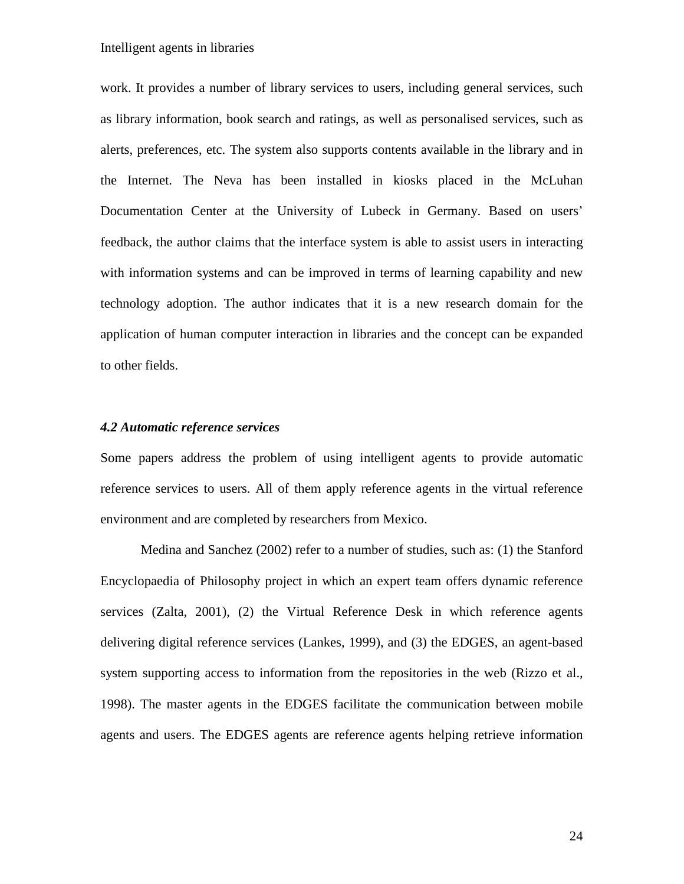work. It provides a number of library services to users, including general services, such as library information, book search and ratings, as well as personalised services, such as alerts, preferences, etc. The system also supports contents available in the library and in the Internet. The Neva has been installed in kiosks placed in the McLuhan Documentation Center at the University of Lubeck in Germany. Based on users' feedback, the author claims that the interface system is able to assist users in interacting with information systems and can be improved in terms of learning capability and new technology adoption. The author indicates that it is a new research domain for the application of human computer interaction in libraries and the concept can be expanded to other fields.

### *4.2 Automatic reference services*

Some papers address the problem of using intelligent agents to provide automatic reference services to users. All of them apply reference agents in the virtual reference environment and are completed by researchers from Mexico.

Medina and Sanchez (2002) refer to a number of studies, such as: (1) the Stanford Encyclopaedia of Philosophy project in which an expert team offers dynamic reference services (Zalta, 2001), (2) the Virtual Reference Desk in which reference agents delivering digital reference services (Lankes, 1999), and (3) the EDGES, an agent-based system supporting access to information from the repositories in the web (Rizzo et al., 1998). The master agents in the EDGES facilitate the communication between mobile agents and users. The EDGES agents are reference agents helping retrieve information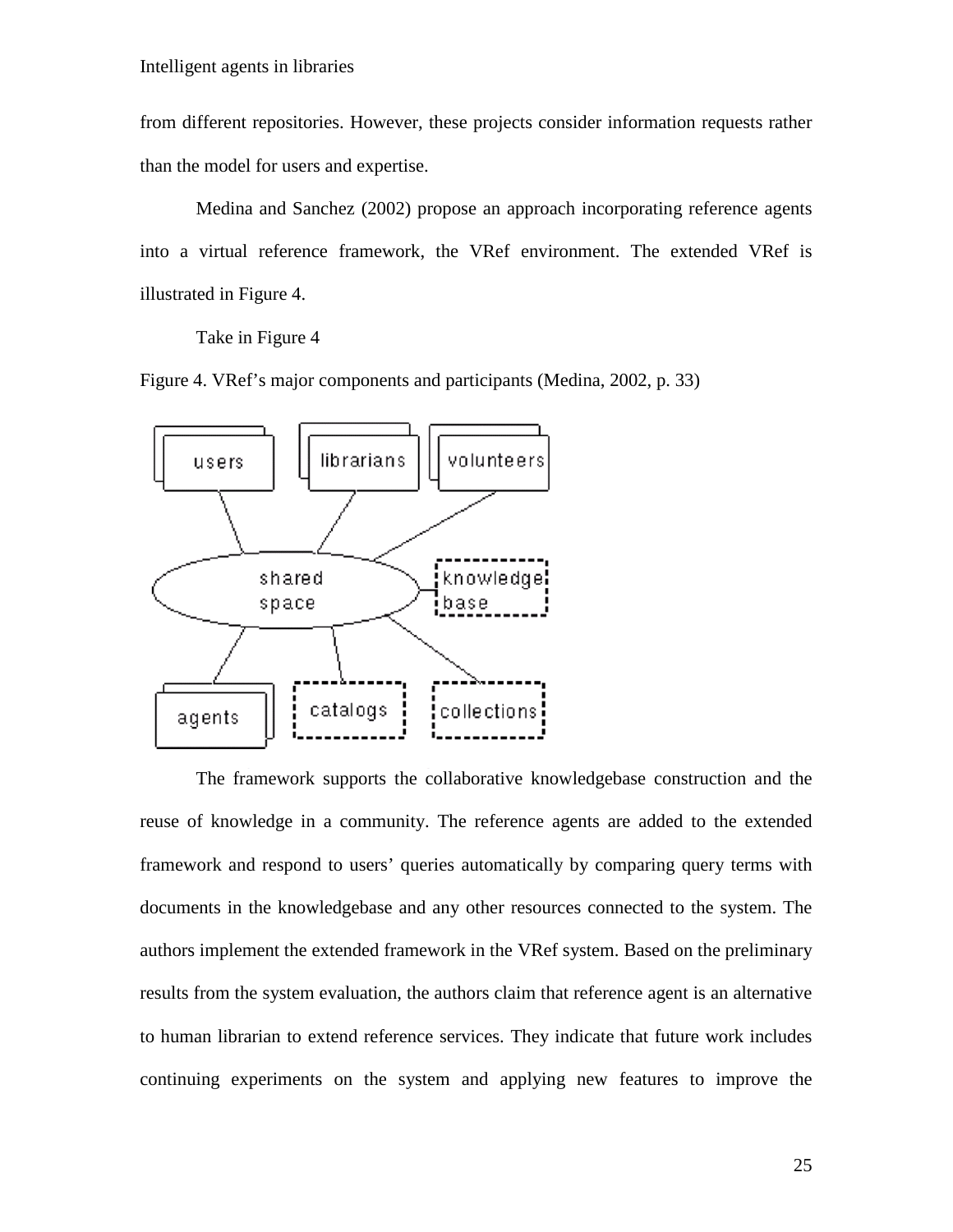from different repositories. However, these projects consider information requests rather than the model for users and expertise.

Medina and Sanchez (2002) propose an approach incorporating reference agents into a virtual reference framework, the VRef environment. The extended VRef is illustrated in Figure 4.

Take in Figure 4

Figure 4. VRef's major components and participants (Medina, 2002, p. 33)

The framework supports the collaborative knowledgebase construction and the reuse of knowledge in a community. The reference agents are added to the extended framework and respond to users' queries automatically by comparing query terms with documents in the knowledgebase and any other resources connected to the system. The authors implement the extended framework in the VRef system. Based on the preliminary results from the system evaluation, the authors claim that reference agent is an alternative to human librarian to extend reference services. They indicate that future work includes continuing experiments on the system and applying new features to improve the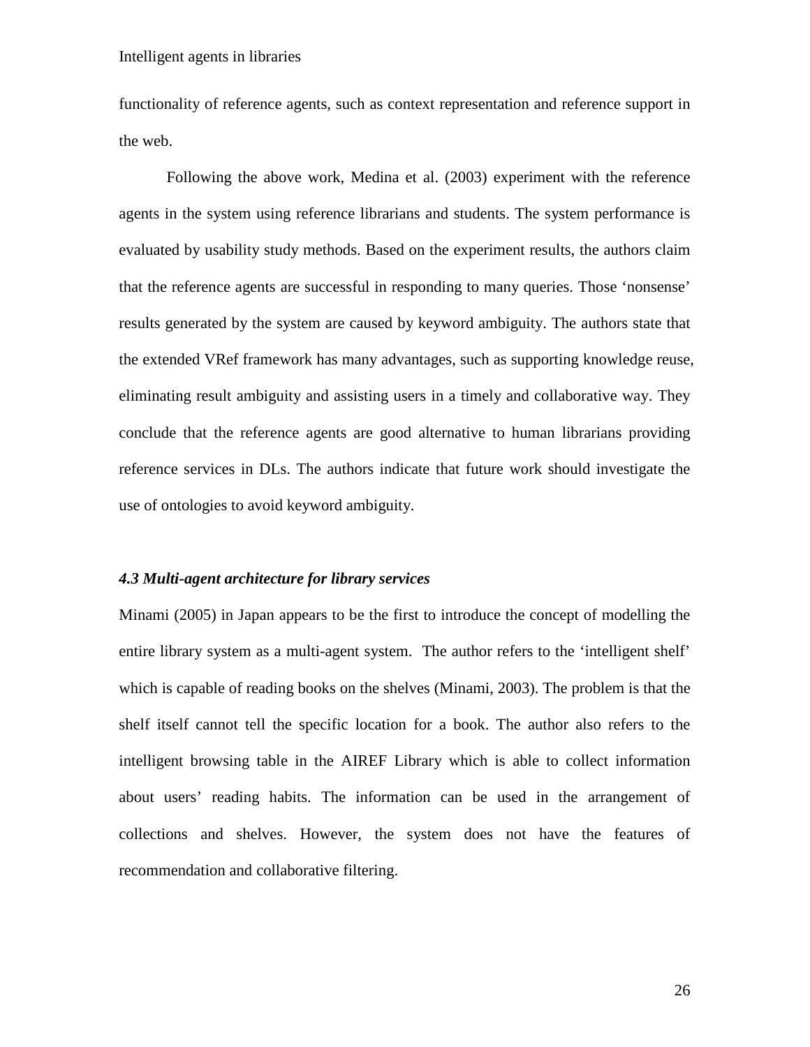functionality of reference agents, such as context representation and reference support in the web.

Following the above work, Medina et al. (2003) experiment with the reference agents in the system using reference librarians and students. The system performance is evaluated by usability study methods. Based on the experiment results, the authors claim that the reference agents are successful in responding to many queries. Those 'nonsense' results generated by the system are caused by keyword ambiguity. The authors state that the extended VRef framework has many advantages, such as supporting knowledge reuse, eliminating result ambiguity and assisting users in a timely and collaborative way. They conclude that the reference agents are good alternative to human librarians providing reference services in DLs. The authors indicate that future work should investigate the use of ontologies to avoid keyword ambiguity.

### *4.3 Multi-agent architecture for library services*

Minami (2005) in Japan appears to be the first to introduce the concept of modelling the entire library system as a multi-agent system. The author refers to the 'intelligent shelf' which is capable of reading books on the shelves (Minami, 2003). The problem is that the shelf itself cannot tell the specific location for a book. The author also refers to the intelligent browsing table in the AIREF Library which is able to collect information about users' reading habits. The information can be used in the arrangement of collections and shelves. However, the system does not have the features of recommendation and collaborative filtering.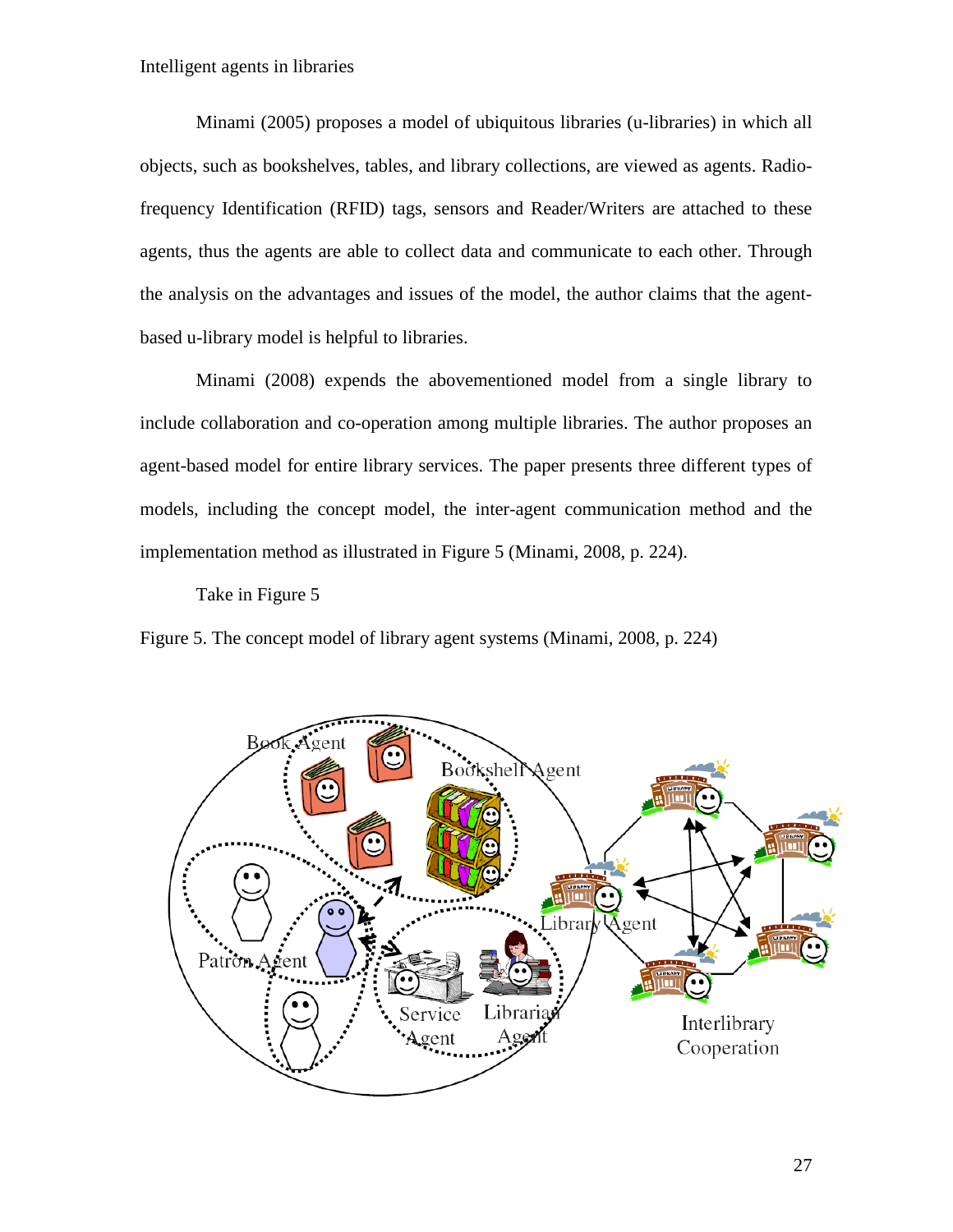Minami (2005) proposes a model of ubiquitous libraries (u-libraries) in which all objects, such as bookshelves, tables, and library collections, are viewed as agents. Radio-frequency Identification (RFID) tags, sensors and Reader/Writers are attached to these agents, thus the agents are able to collect data and communicate to each other. Through the analysis on the advantages and issues of the model, the author claims that the agent-based u-library model is helpful to libraries.

Minami (2008) expends the abovementioned model from a single library to include collaboration and co-operation among multiple libraries. The author proposes an agent-based model for entire library services. The paper presents three different types of models, including the concept model, the inter-agent communication method and the implementation method as illustrated in Figure 5 (Minami, 2008, p. 224).

Take in Figure 5

Figure 5. The concept model of library agent systems (Minami, 2008, p. 224)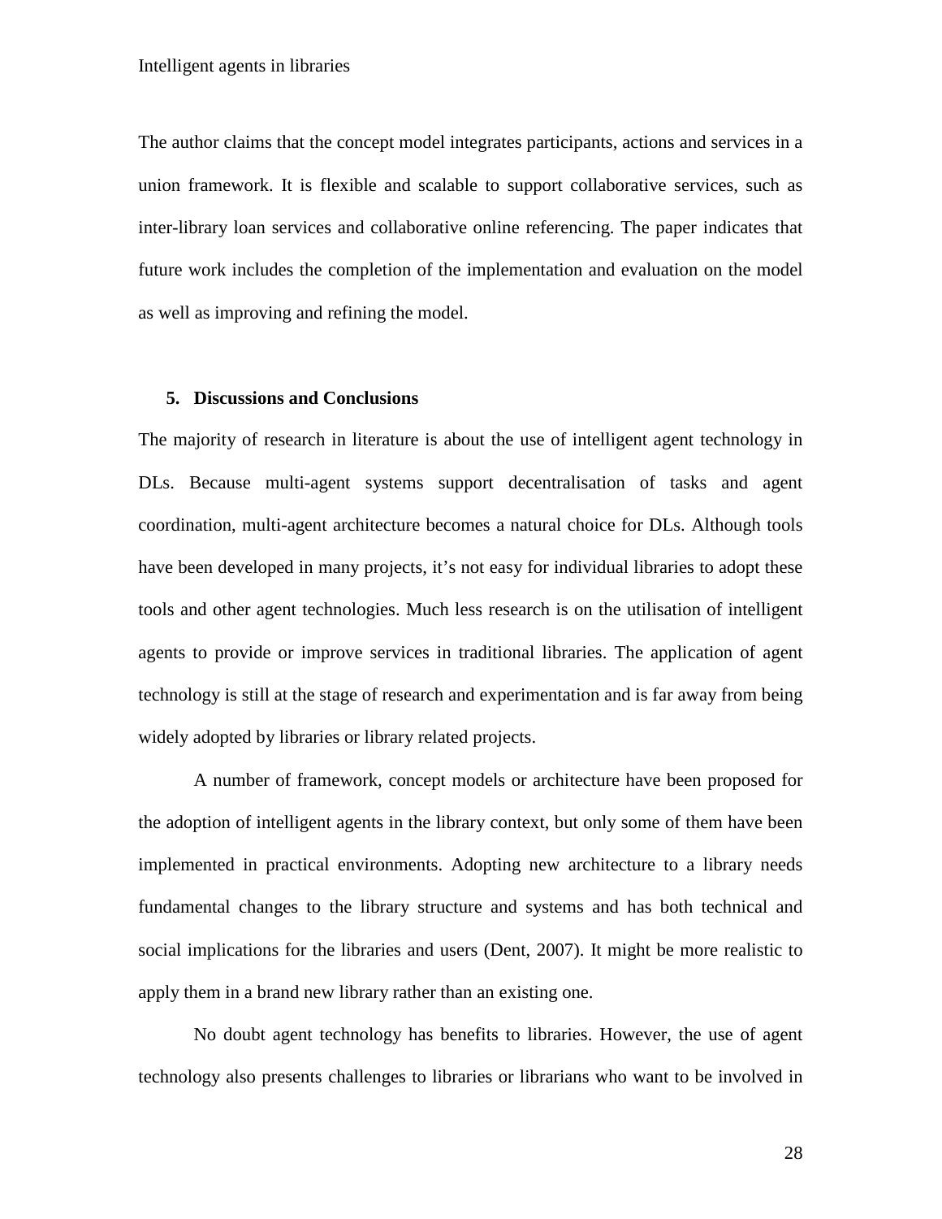The author claims that the concept model integrates participants, actions and services in a union framework. It is flexible and scalable to support collaborative services, such as inter-library loan services and collaborative online referencing. The paper indicates that future work includes the completion of the implementation and evaluation on the model as well as improving and refining the model.

## 5. Discussions and Conclusions

The majority of research in literature is about the use of intelligent agent technology in DLs. Because multi-agent systems support decentralisation of tasks and agent coordination, multi-agent architecture becomes a natural choice for DLs. Although tools have been developed in many projects, it's not easy for individual libraries to adopt these tools and other agent technologies. Much less research is on the utilisation of intelligent agents to provide or improve services in traditional libraries. The application of agent technology is still at the stage of research and experimentation and is far away from being widely adopted by libraries or library related projects.

A number of framework, concept models or architecture have been proposed for the adoption of intelligent agents in the library context, but only some of them have been implemented in practical environments. Adopting new architecture to a library needs fundamental changes to the library structure and systems and has both technical and social implications for the libraries and users (Dent, 2007). It might be more realistic to apply them in a brand new library rather than an existing one.

No doubt agent technology has benefits to libraries. However, the use of agent technology also presents challenges to libraries or librarians who want to be involved in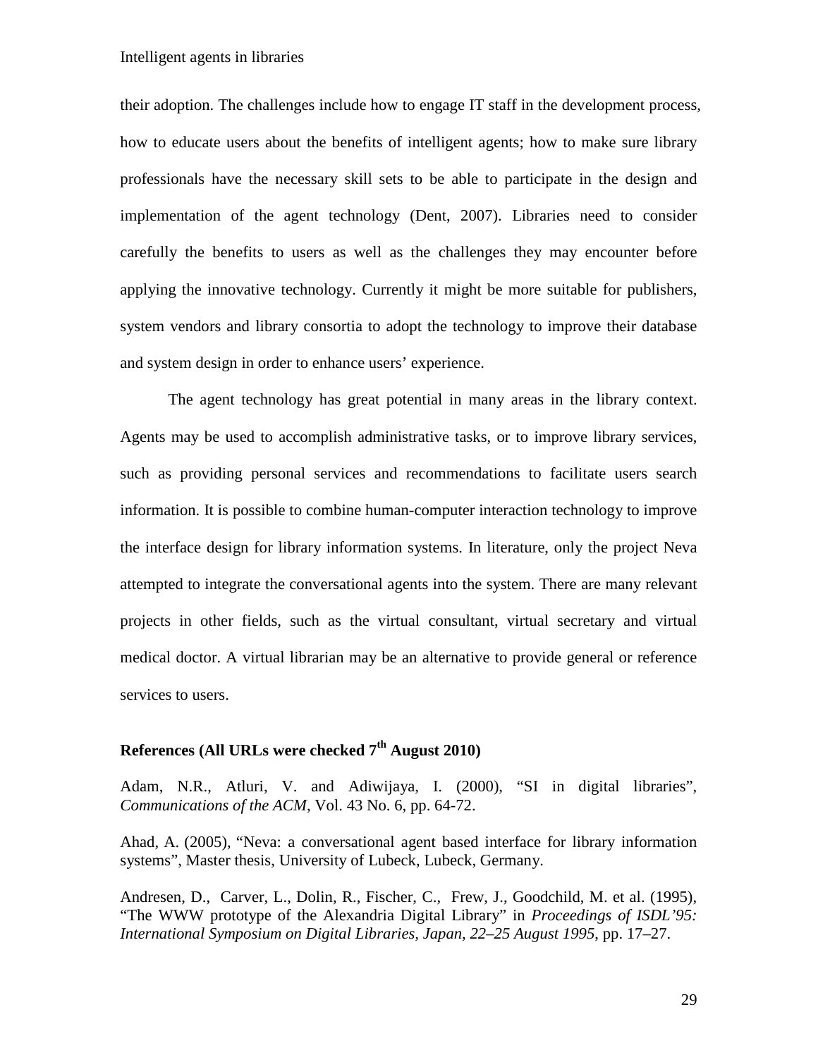their adoption. The challenges include how to engage IT staff in the development process, how to educate users about the benefits of intelligent agents; how to make sure library professionals have the necessary skill sets to be able to participate in the design and implementation of the agent technology (Dent, 2007). Libraries need to consider carefully the benefits to users as well as the challenges they may encounter before applying the innovative technology. Currently it might be more suitable for publishers, system vendors and library consortia to adopt the technology to improve their database and system design in order to enhance users' experience.

The agent technology has great potential in many areas in the library context. Agents may be used to accomplish administrative tasks, or to improve library services, such as providing personal services and recommendations to facilitate users search information. It is possible to combine human-computer interaction technology to improve the interface design for library information systems. In literature, only the project Neva attempted to integrate the conversational agents into the system. There are many relevant projects in other fields, such as the virtual consultant, virtual secretary and virtual medical doctor. A virtual librarian may be an alternative to provide general or reference services to users.

## References (All URLs were checked 7th August 2010)

Adam, N.R., Atluri, V. and Adiwijaya, I. (2000), "SI in digital libraries", *Communications of the ACM*, Vol. 43 No. 6, pp. 64-72.

Ahad, A. (2005), "Neva: a conversational agent based interface for library information systems", Master thesis, University of Lubeck, Lubeck, Germany.

Andresen, D., Carver, L., Dolin, R., Fischer, C., Frew, J., Goodchild, M. et al. (1995), "The WWW prototype of the Alexandria Digital Library" in *Proceedings of ISDL'95: International Symposium on Digital Libraries, Japan, 22–25 August 1995*, pp. 17–27.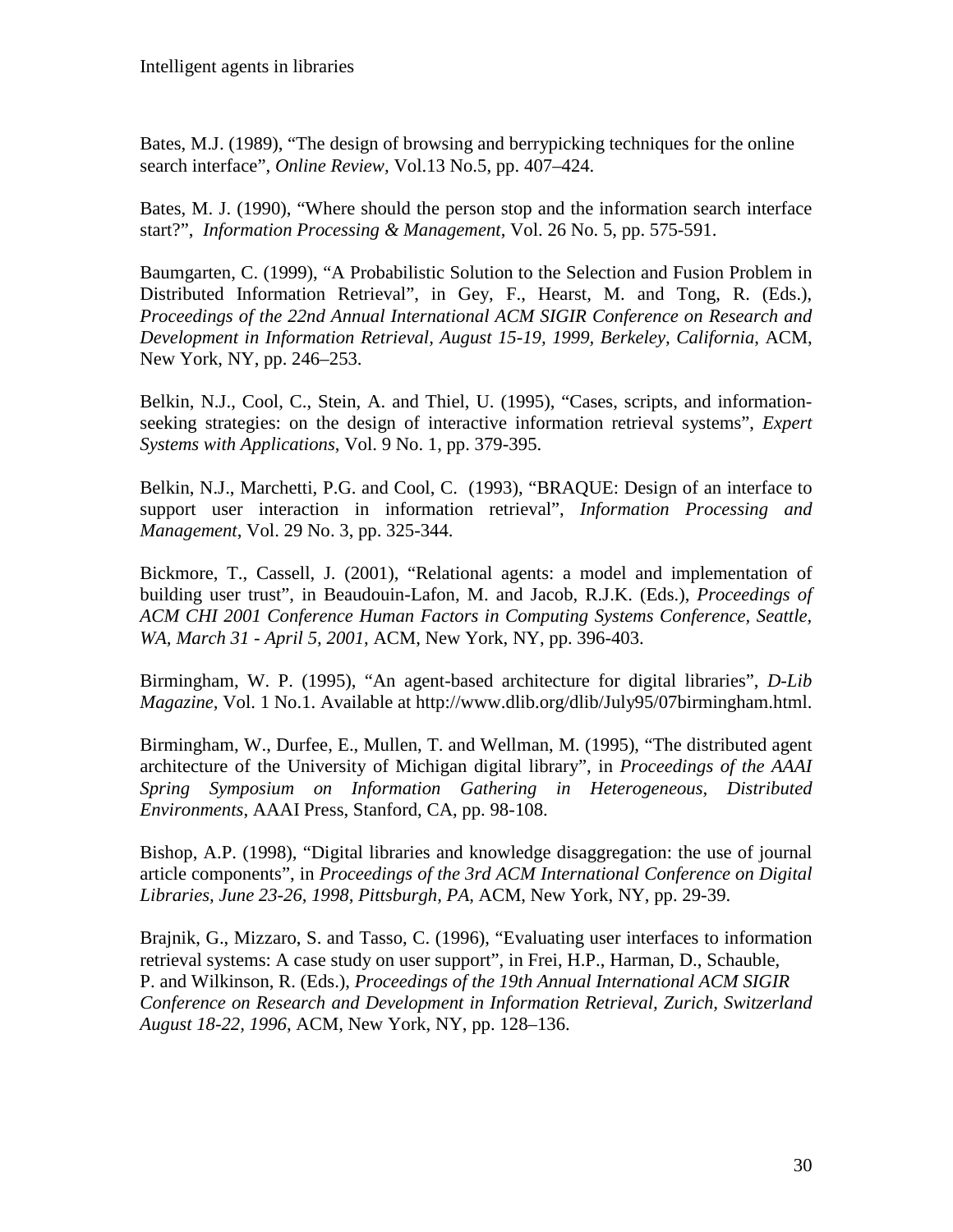Bates, M.J. (1989), "The design of browsing and berrypicking techniques for the online search interface", *Online Review,* Vol.13 No.5, pp. 407–424.

Bates, M. J. (1990), "Where should the person stop and the information search interface start?", *Information Processing & Management*, Vol. 26 No. 5, pp. 575-591.

Baumgarten, C. (1999), "A Probabilistic Solution to the Selection and Fusion Problem in Distributed Information Retrieval", in Gey, F., Hearst, M. and Tong, R. (Eds.), *Proceedings of the 22nd Annual International ACM SIGIR Conference on Research and Development in Information Retrieval, August 15-19, 1999, Berkeley, California*, ACM, New York, NY, pp. 246–253.

Belkin, N.J., Cool, C., Stein, A. and Thiel, U. (1995), "Cases, scripts, and information-seeking strategies: on the design of interactive information retrieval systems", *Expert Systems with Applications*, Vol. 9 No. 1, pp. 379-395.

Belkin, N.J., Marchetti, P.G. and Cool, C. (1993), "BRAQUE: Design of an interface to support user interaction in information retrieval", *Information Processing and Management*, Vol. 29 No. 3, pp. 325-344.

Bickmore, T., Cassell, J. (2001), "Relational agents: a model and implementation of building user trust", in Beaudouin-Lafon, M. and Jacob, R.J.K. (Eds.), *Proceedings of ACM CHI 2001 Conference Human Factors in Computing Systems Conference, Seattle, WA, March 31 - April 5, 2001*, ACM, New York, NY, pp. 396-403.

Birmingham, W. P. (1995), "An agent-based architecture for digital libraries", *D-Lib Magazine,* Vol. 1 No.1. Available at http://www.dlib.org/dlib/July95/07birmingham.html.

Birmingham, W., Durfee, E., Mullen, T. and Wellman, M. (1995), "The distributed agent architecture of the University of Michigan digital library", in *Proceedings of the AAAI Spring Symposium on Information Gathering in Heterogeneous, Distributed Environments*, AAAI Press, Stanford, CA, pp. 98-108.

Bishop, A.P. (1998), "Digital libraries and knowledge disaggregation: the use of journal article components", in *Proceedings of the 3rd ACM International Conference on Digital Libraries, June 23-26, 1998, Pittsburgh, PA*, ACM, New York, NY, pp. 29-39.

Brajnik, G., Mizzaro, S. and Tasso, C. (1996), "Evaluating user interfaces to information retrieval systems: A case study on user support", in Frei, H.P., Harman, D., Schauble, P. and Wilkinson, R. (Eds.), *Proceedings of the 19th Annual International ACM SIGIR Conference on Research and Development in Information Retrieval, Zurich, Switzerland August 18-22, 1996*, ACM, New York, NY, pp. 128–136.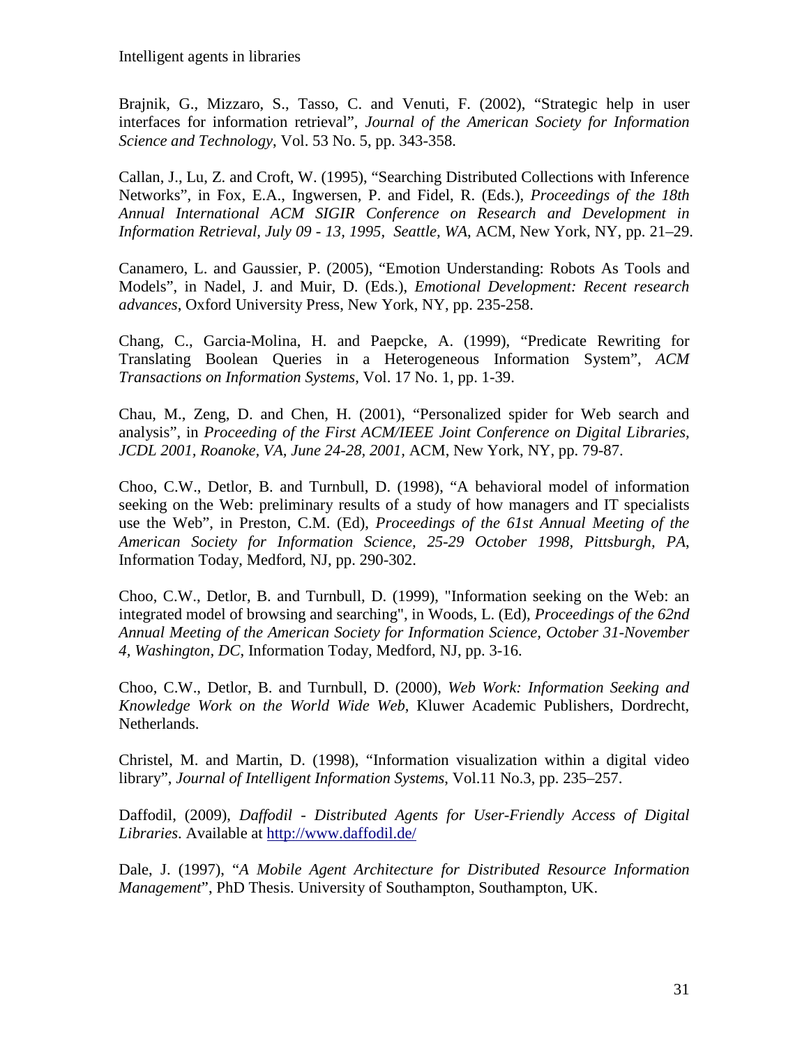Brajnik, G., Mizzaro, S., Tasso, C. and Venuti, F. (2002), "Strategic help in user interfaces for information retrieval", *Journal of the American Society for Information Science and Technology*, Vol. 53 No. 5, pp. 343-358.

Callan, J., Lu, Z. and Croft, W. (1995), "Searching Distributed Collections with Inference Networks", in Fox, E.A., Ingwersen, P. and Fidel, R. (Eds.), *Proceedings of the 18th Annual International ACM SIGIR Conference on Research and Development in Information Retrieval, July 09 - 13, 1995, Seattle, WA*, ACM, New York, NY, pp. 21–29.

Canamero, L. and Gaussier, P. (2005), "Emotion Understanding: Robots As Tools and Models", in Nadel, J. and Muir, D. (Eds.), *Emotional Development: Recent research advances*, Oxford University Press, New York, NY, pp. 235-258.

Chang, C., Garcia-Molina, H. and Paepcke, A. (1999), "Predicate Rewriting for Translating Boolean Queries in a Heterogeneous Information System", *ACM Transactions on Information Systems*, Vol. 17 No. 1, pp. 1-39.

Chau, M., Zeng, D. and Chen, H. (2001), "Personalized spider for Web search and analysis", in *Proceeding of the First ACM/IEEE Joint Conference on Digital Libraries, JCDL 2001, Roanoke, VA, June 24-28, 2001*, ACM, New York, NY, pp. 79-87.

Choo, C.W., Detlor, B. and Turnbull, D. (1998), "A behavioral model of information seeking on the Web: preliminary results of a study of how managers and IT specialists use the Web", in Preston, C.M. (Ed), *Proceedings of the 61st Annual Meeting of the American Society for Information Science, 25-29 October 1998, Pittsburgh, PA*, Information Today, Medford, NJ, pp. 290-302.

Choo, C.W., Detlor, B. and Turnbull, D. (1999), "Information seeking on the Web: an integrated model of browsing and searching", in Woods, L. (Ed), *Proceedings of the 62nd Annual Meeting of the American Society for Information Science, October 31-November 4, Washington, DC*, Information Today, Medford, NJ, pp. 3-16.

Choo, C.W., Detlor, B. and Turnbull, D. (2000), *Web Work: Information Seeking and Knowledge Work on the World Wide Web*, Kluwer Academic Publishers, Dordrecht, Netherlands.

Christel, M. and Martin, D. (1998), "Information visualization within a digital video library", *Journal of Intelligent Information Systems*, Vol.11 No.3, pp. 235–257.

Daffodil, (2009), *Daffodil - Distributed Agents for User-Friendly Access of Digital Libraries*. Available at http://www.daffodil.de/

Dale, J. (1997), "*A Mobile Agent Architecture for Distributed Resource Information Management*", PhD Thesis. University of Southampton, Southampton, UK.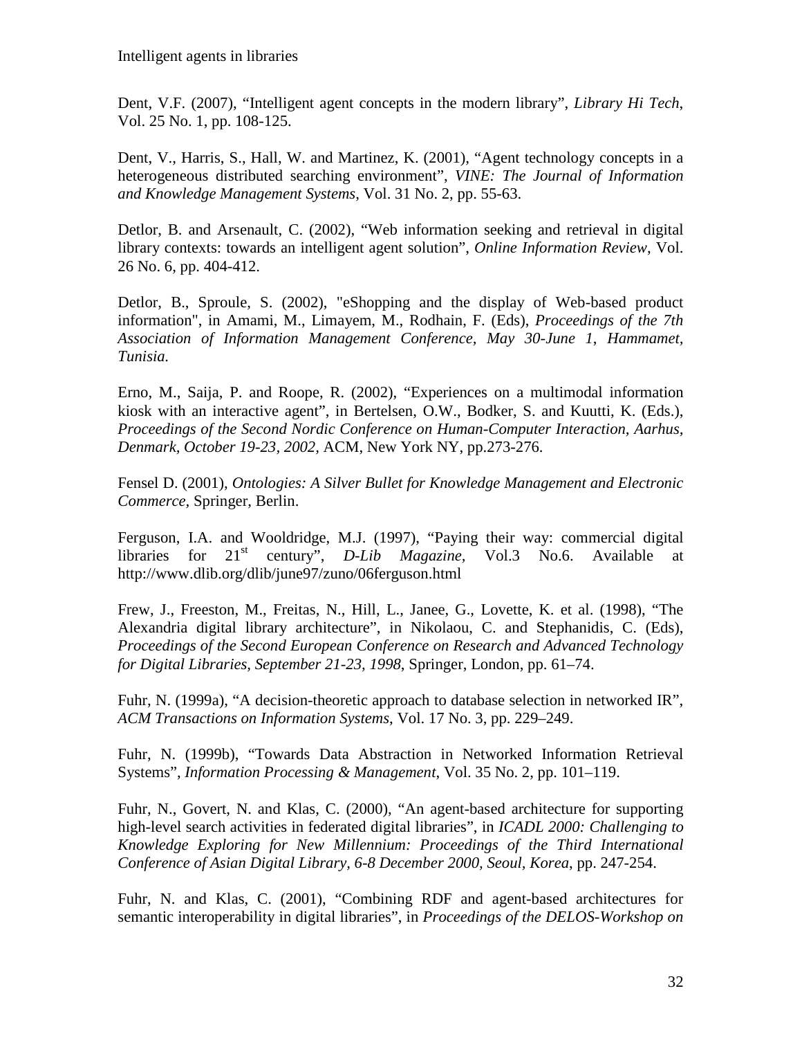Dent, V.F. (2007), “Intelligent agent concepts in the modern library”, *Library Hi Tech*, Vol. 25 No. 1, pp. 108-125.

Dent, V., Harris, S., Hall, W. and Martinez, K. (2001), “Agent technology concepts in a heterogeneous distributed searching environment”, *VINE: The Journal of Information and Knowledge Management Systems*, Vol. 31 No. 2, pp. 55-63.

Detlor, B. and Arsenault, C. (2002), “Web information seeking and retrieval in digital library contexts: towards an intelligent agent solution”, *Online Information Review*, Vol. 26 No. 6, pp. 404-412.

Detlor, B., Sproule, S. (2002), "eShopping and the display of Web-based product information", in Amami, M., Limayem, M., Rodhain, F. (Eds), *Proceedings of the 7th Association of Information Management Conference, May 30-June 1, Hammamet, Tunisia.*

Erno, M., Saija, P. and Roope, R. (2002), “Experiences on a multimodal information kiosk with an interactive agent”, in Bertelsen, O.W., Bodker, S. and Kuutti, K. (Eds.), *Proceedings of the Second Nordic Conference on Human-Computer Interaction, Aarhus, Denmark, October 19-23, 2002,* ACM, New York NY, pp.273-276.

Fensel D. (2001), *Ontologies: A Silver Bullet for Knowledge Management and Electronic Commerce,* Springer, Berlin.

Ferguson, I.A. and Wooldridge, M.J. (1997), “Paying their way: commercial digital libraries for 21st century”, *D-Lib Magazine*, Vol.3 No.6. Available at http://www.dlib.org/dlib/june97/zuno/06ferguson.html

Frew, J., Freeston, M., Freitas, N., Hill, L., Janee, G., Lovette, K. et al. (1998), “The Alexandria digital library architecture”, in Nikolaou, C. and Stephanidis, C. (Eds), *Proceedings of the Second European Conference on Research and Advanced Technology for Digital Libraries, September 21-23, 1998*, Springer, London, pp. 61–74.

Fuhr, N. (1999a), “A decision-theoretic approach to database selection in networked IR”, *ACM Transactions on Information Systems*, Vol. 17 No. 3, pp. 229–249.

Fuhr, N. (1999b), “Towards Data Abstraction in Networked Information Retrieval Systems”, *Information Processing & Management*, Vol. 35 No. 2, pp. 101–119.

Fuhr, N., Govert, N. and Klas, C. (2000), “An agent-based architecture for supporting high-level search activities in federated digital libraries”, in *ICADL 2000: Challenging to Knowledge Exploring for New Millennium: Proceedings of the Third International Conference of Asian Digital Library, 6-8 December 2000, Seoul, Korea*, pp. 247-254.

Fuhr, N. and Klas, C. (2001), “Combining RDF and agent-based architectures for semantic interoperability in digital libraries”, in *Proceedings of the DELOS-Workshop on*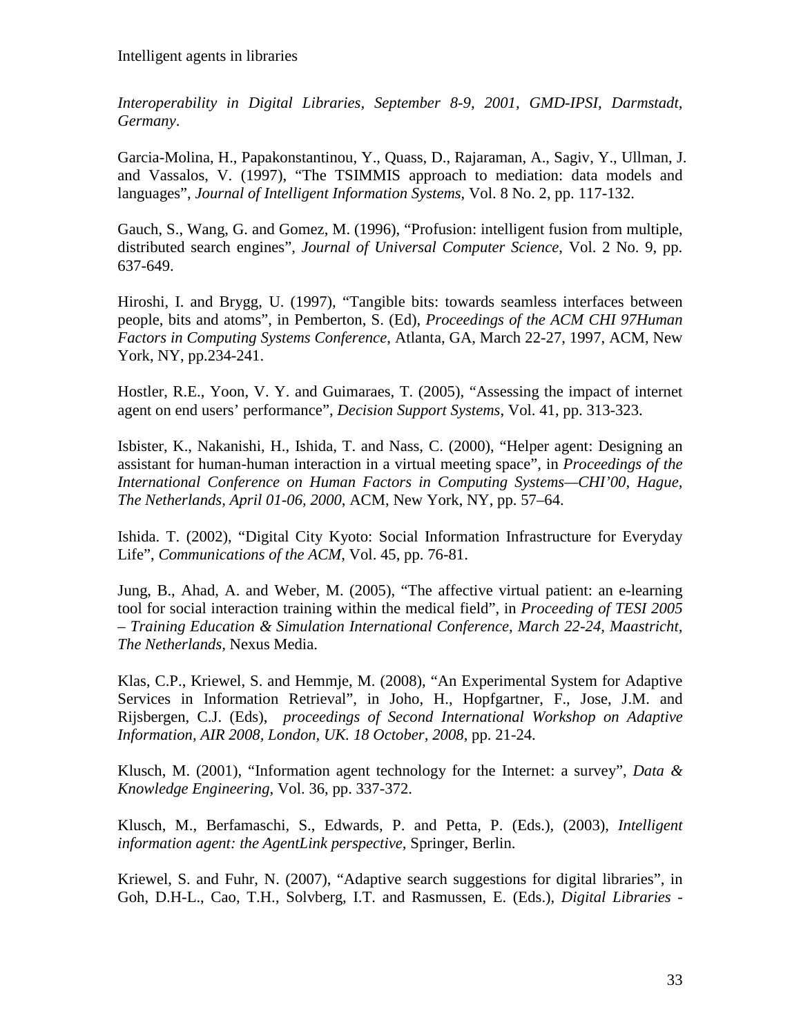*Interoperability in Digital Libraries, September 8-9, 2001, GMD-IPSI, Darmstadt, Germany*.

Garcia-Molina, H., Papakonstantinou, Y., Quass, D., Rajaraman, A., Sagiv, Y., Ullman, J. and Vassalos, V. (1997), "The TSIMMIS approach to mediation: data models and languages", *Journal of Intelligent Information Systems*, Vol. 8 No. 2, pp. 117-132.

Gauch, S., Wang, G. and Gomez, M. (1996), "Profusion: intelligent fusion from multiple, distributed search engines", *Journal of Universal Computer Science*, Vol. 2 No. 9, pp. 637-649.

Hiroshi, I. and Brygg, U. (1997), "Tangible bits: towards seamless interfaces between people, bits and atoms", in Pemberton, S. (Ed), *Proceedings of the ACM CHI 97Human Factors in Computing Systems Conference*, Atlanta, GA, March 22-27, 1997, ACM, New York, NY, pp.234-241.

Hostler, R.E., Yoon, V. Y. and Guimaraes, T. (2005), "Assessing the impact of internet agent on end users' performance", *Decision Support Systems*, Vol. 41, pp. 313-323.

Isbister, K., Nakanishi, H., Ishida, T. and Nass, C. (2000), "Helper agent: Designing an assistant for human-human interaction in a virtual meeting space", in *Proceedings of the International Conference on Human Factors in Computing Systems—CHI'00, Hague, The Netherlands, April 01-06, 2000*, ACM, New York, NY, pp. 57–64.

Ishida. T. (2002), "Digital City Kyoto: Social Information Infrastructure for Everyday Life", *Communications of the ACM*, Vol. 45, pp. 76-81.

Jung, B., Ahad, A. and Weber, M. (2005), "The affective virtual patient: an e-learning tool for social interaction training within the medical field", in *Proceeding of TESI 2005 – Training Education & Simulation International Conference, March 22-24, Maastricht, The Netherlands,* Nexus Media.

Klas, C.P., Kriewel, S. and Hemmje, M. (2008), "An Experimental System for Adaptive Services in Information Retrieval", in Joho, H., Hopfgartner, F., Jose, J.M. and Rijsbergen, C.J. (Eds), *proceedings of Second International Workshop on Adaptive Information, AIR 2008, London, UK. 18 October, 2008*, pp. 21-24.

Klusch, M. (2001), "Information agent technology for the Internet: a survey", *Data & Knowledge Engineering*, Vol. 36, pp. 337-372.

Klusch, M., Berfamaschi, S., Edwards, P. and Petta, P. (Eds.), (2003), *Intelligent information agent: the AgentLink perspective*, Springer, Berlin.

Kriewel, S. and Fuhr, N. (2007), "Adaptive search suggestions for digital libraries", in Goh, D.H-L., Cao, T.H., Solvberg, I.T. and Rasmussen, E. (Eds.), *Digital Libraries -*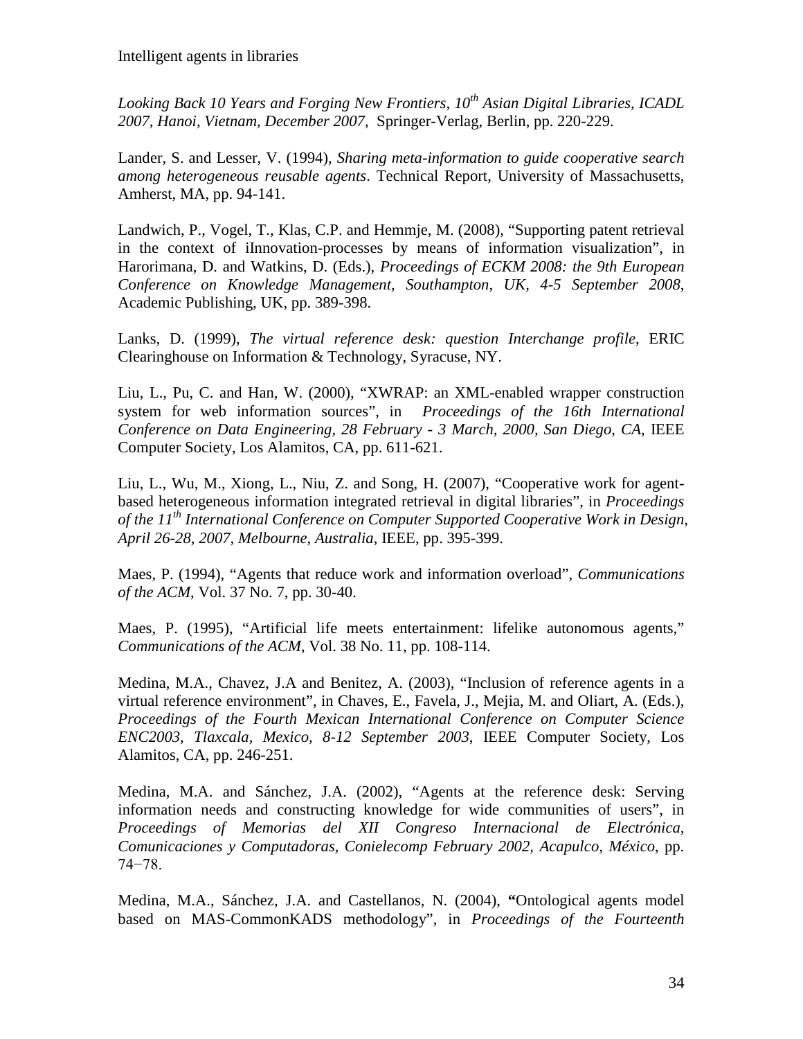*Looking Back 10 Years and Forging New Frontiers, 10th Asian Digital Libraries, ICADL 2007, Hanoi, Vietnam, December 2007*, Springer-Verlag, Berlin, pp. 220-229.

Lander, S. and Lesser, V. (1994), *Sharing meta-information to guide cooperative search among heterogeneous reusable agents*. Technical Report, University of Massachusetts, Amherst, MA, pp. 94-141.

Landwich, P., Vogel, T., Klas, C.P. and Hemmje, M. (2008), "Supporting patent retrieval in the context of iInnovation-processes by means of information visualization", in Harorimana, D. and Watkins, D. (Eds.), *Proceedings of ECKM 2008: the 9th European Conference on Knowledge Management, Southampton, UK, 4-5 September 2008*, Academic Publishing, UK, pp. 389-398.

Lanks, D. (1999), *The virtual reference desk: question Interchange profile*, ERIC Clearinghouse on Information & Technology, Syracuse, NY.

Liu, L., Pu, C. and Han, W. (2000), "XWRAP: an XML-enabled wrapper construction system for web information sources", in *Proceedings of the 16th International Conference on Data Engineering, 28 February - 3 March, 2000, San Diego, CA*, IEEE Computer Society, Los Alamitos, CA, pp. 611-621.

Liu, L., Wu, M., Xiong, L., Niu, Z. and Song, H. (2007), "Cooperative work for agent-based heterogeneous information integrated retrieval in digital libraries", in *Proceedings of the 11th International Conference on Computer Supported Cooperative Work in Design, April 26-28, 2007, Melbourne, Australia*, IEEE, pp. 395-399.

Maes, P. (1994), "Agents that reduce work and information overload", *Communications of the ACM*, Vol. 37 No. 7, pp. 30-40.

Maes, P. (1995), "Artificial life meets entertainment: lifelike autonomous agents," *Communications of the ACM*, Vol. 38 No. 11, pp. 108-114.

Medina, M.A., Chavez, J.A and Benitez, A. (2003), "Inclusion of reference agents in a virtual reference environment", in Chaves, E., Favela, J., Mejia, M. and Oliart, A. (Eds.), *Proceedings of the Fourth Mexican International Conference on Computer Science ENC2003, Tlaxcala, Mexico, 8-12 September 2003*, IEEE Computer Society, Los Alamitos, CA, pp. 246-251.

Medina, M.A. and Sánchez, J.A. (2002), "Agents at the reference desk: Serving information needs and constructing knowledge for wide communities of users", in *Proceedings of Memorias del XII Congreso Internacional de Electrónica, Comunicaciones y Computadoras, Conielecomp February 2002, Acapulco, México*, pp. 74−78.

Medina, M.A., Sánchez, J.A. and Castellanos, N. (2004), **"**Ontological agents model based on MAS-CommonKADS methodology", in *Proceedings of the Fourteenth*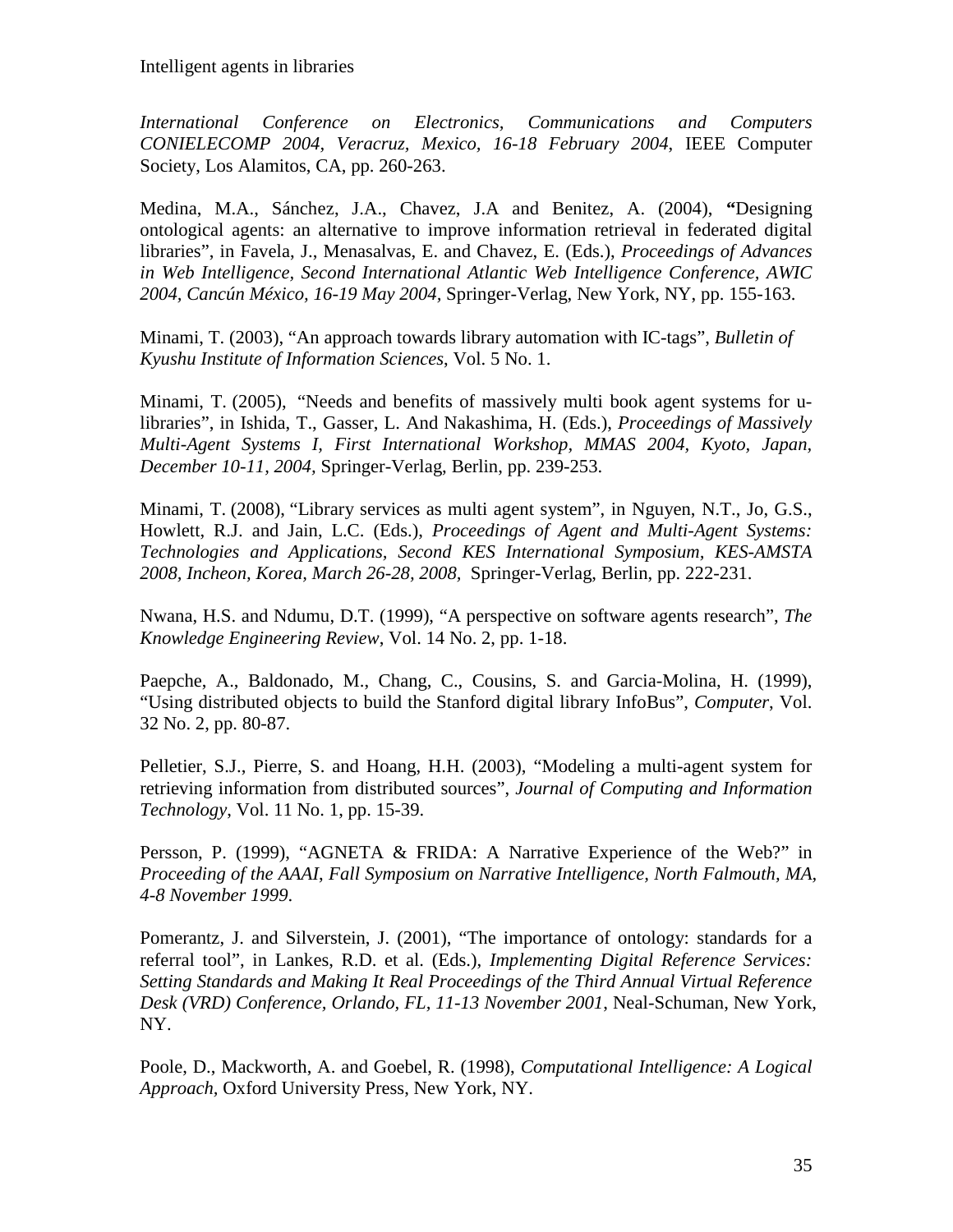*International Conference on Electronics, Communications and Computers CONIELECOMP 2004, Veracruz, Mexico, 16-18 February 2004*, IEEE Computer Society, Los Alamitos, CA, pp. 260-263.

Medina, M.A., Sánchez, J.A., Chavez, J.A and Benitez, A. (2004), **"**Designing ontological agents: an alternative to improve information retrieval in federated digital libraries", in Favela, J., Menasalvas, E. and Chavez, E. (Eds.), *Proceedings of Advances in Web Intelligence, Second International Atlantic Web Intelligence Conference, AWIC 2004, Cancún México, 16-19 May 2004,* Springer-Verlag, New York, NY, pp. 155-163.

Minami, T. (2003), "An approach towards library automation with IC-tags", *Bulletin of Kyushu Institute of Information Sciences*, Vol. 5 No. 1.

Minami, T. (2005), "Needs and benefits of massively multi book agent systems for u-libraries", in Ishida, T., Gasser, L. And Nakashima, H. (Eds.), *Proceedings of Massively Multi-Agent Systems I, First International Workshop, MMAS 2004, Kyoto, Japan, December 10-11, 2004,* Springer-Verlag, Berlin, pp. 239-253.

Minami, T. (2008), "Library services as multi agent system", in Nguyen, N.T., Jo, G.S., Howlett, R.J. and Jain, L.C. (Eds.), *Proceedings of Agent and Multi-Agent Systems: Technologies and Applications, Second KES International Symposium, KES-AMSTA 2008, Incheon, Korea, March 26-28, 2008,* Springer-Verlag, Berlin, pp. 222-231.

Nwana, H.S. and Ndumu, D.T. (1999), "A perspective on software agents research", *The Knowledge Engineering Review*, Vol. 14 No. 2, pp. 1-18.

Paepche, A., Baldonado, M., Chang, C., Cousins, S. and Garcia-Molina, H. (1999), "Using distributed objects to build the Stanford digital library InfoBus", *Computer*, Vol. 32 No. 2, pp. 80-87.

Pelletier, S.J., Pierre, S. and Hoang, H.H. (2003), "Modeling a multi-agent system for retrieving information from distributed sources", *Journal of Computing and Information Technology*, Vol. 11 No. 1, pp. 15-39.

Persson, P. (1999), "AGNETA & FRIDA: A Narrative Experience of the Web?" in *Proceeding of the AAAI, Fall Symposium on Narrative Intelligence, North Falmouth, MA, 4-8 November 1999*.

Pomerantz, J. and Silverstein, J. (2001), "The importance of ontology: standards for a referral tool", in Lankes, R.D. et al. (Eds.), *Implementing Digital Reference Services: Setting Standards and Making It Real Proceedings of the Third Annual Virtual Reference Desk (VRD) Conference, Orlando, FL, 11-13 November 2001*, Neal-Schuman, New York, NY.

Poole, D., Mackworth, A. and Goebel, R. (1998), *Computational Intelligence: A Logical Approach*, Oxford University Press, New York, NY.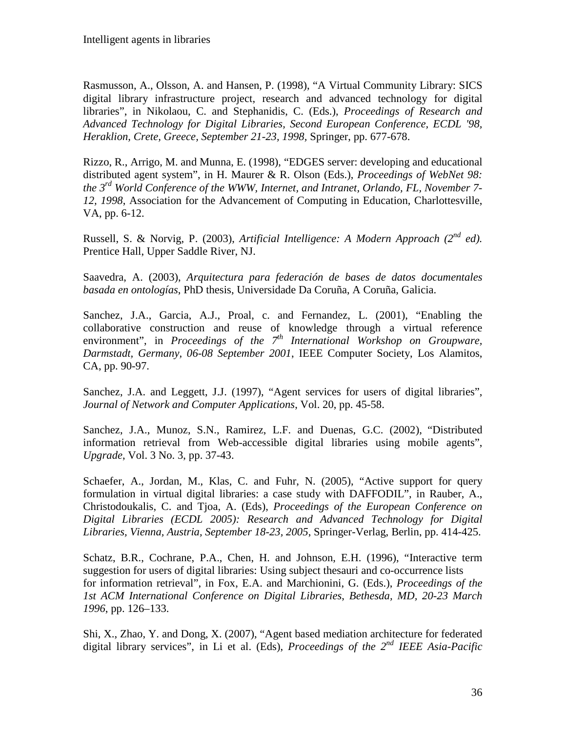Rasmusson, A., Olsson, A. and Hansen, P. (1998), "A Virtual Community Library: SICS digital library infrastructure project, research and advanced technology for digital libraries", in Nikolaou, C. and Stephanidis, C. (Eds.), *Proceedings of Research and Advanced Technology for Digital Libraries, Second European Conference, ECDL '98, Heraklion, Crete, Greece, September 21-23, 1998*, Springer, pp. 677-678.

Rizzo, R., Arrigo, M. and Munna, E. (1998), "EDGES server: developing and educational distributed agent system", in H. Maurer & R. Olson (Eds.), *Proceedings of WebNet 98: the 3rd World Conference of the WWW, Internet, and Intranet, Orlando, FL, November 7-12, 1998*, Association for the Advancement of Computing in Education, Charlottesville, VA, pp. 6-12.

Russell, S. & Norvig, P. (2003), *Artificial Intelligence: A Modern Approach (2nd ed).* Prentice Hall, Upper Saddle River, NJ.

Saavedra, A. (2003), *Arquitectura para federación de bases de datos documentales basada en ontologías*, PhD thesis, Universidade Da Coruña, A Coruña, Galicia.

Sanchez, J.A., Garcia, A.J., Proal, c. and Fernandez, L. (2001), "Enabling the collaborative construction and reuse of knowledge through a virtual reference environment", in *Proceedings of the 7th International Workshop on Groupware, Darmstadt, Germany, 06-08 September 2001*, IEEE Computer Society, Los Alamitos, CA, pp. 90-97.

Sanchez, J.A. and Leggett, J.J. (1997), "Agent services for users of digital libraries", *Journal of Network and Computer Applications*, Vol. 20, pp. 45-58.

Sanchez, J.A., Munoz, S.N., Ramirez, L.F. and Duenas, G.C. (2002), "Distributed information retrieval from Web-accessible digital libraries using mobile agents", *Upgrade*, Vol. 3 No. 3, pp. 37-43.

Schaefer, A., Jordan, M., Klas, C. and Fuhr, N. (2005), "Active support for query formulation in virtual digital libraries: a case study with DAFFODIL", in Rauber, A., Christodoukalis, C. and Tjoa, A. (Eds), *Proceedings of the European Conference on Digital Libraries (ECDL 2005): Research and Advanced Technology for Digital Libraries, Vienna, Austria, September 18-23, 2005*, Springer-Verlag, Berlin, pp. 414-425.

Schatz, B.R., Cochrane, P.A., Chen, H. and Johnson, E.H. (1996), "Interactive term suggestion for users of digital libraries: Using subject thesauri and co-occurrence lists for information retrieval", in Fox, E.A. and Marchionini, G. (Eds.), *Proceedings of the 1st ACM International Conference on Digital Libraries, Bethesda, MD, 20-23 March 1996*, pp. 126–133.

Shi, X., Zhao, Y. and Dong, X. (2007), "Agent based mediation architecture for federated digital library services", in Li et al. (Eds), *Proceedings of the 2nd IEEE Asia-Pacific*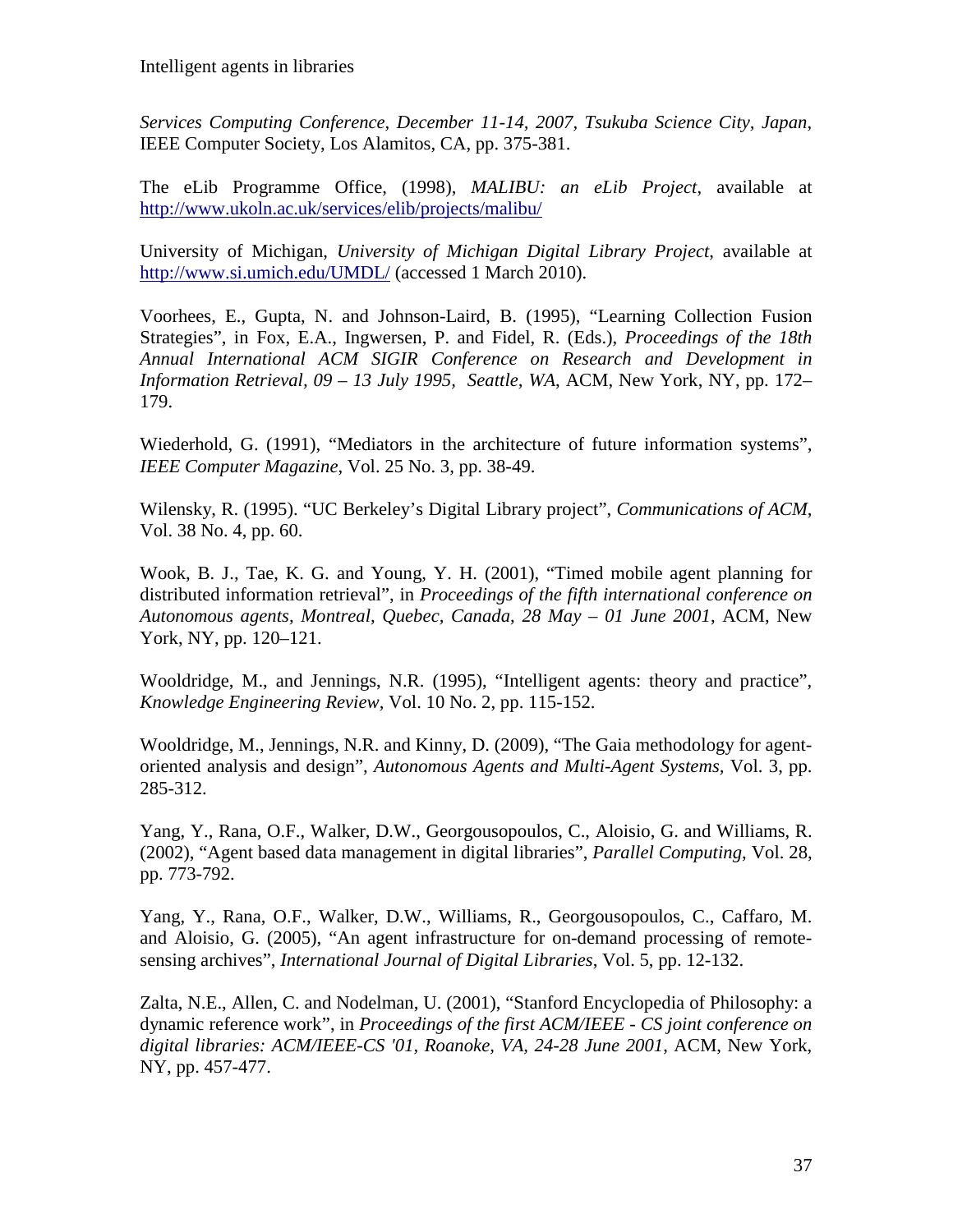*Services Computing Conference, December 11-14, 2007, Tsukuba Science City, Japan*, IEEE Computer Society, Los Alamitos, CA, pp. 375-381.

The eLib Programme Office, (1998), *MALIBU: an eLib Project*, available at http://www.ukoln.ac.uk/services/elib/projects/malibu/

University of Michigan, *University of Michigan Digital Library Project*, available at http://www.si.umich.edu/UMDL/ (accessed 1 March 2010).

Voorhees, E., Gupta, N. and Johnson-Laird, B. (1995), "Learning Collection Fusion Strategies", in Fox, E.A., Ingwersen, P. and Fidel, R. (Eds.), *Proceedings of the 18th Annual International ACM SIGIR Conference on Research and Development in Information Retrieval, 09 – 13 July 1995, Seattle, WA*, ACM, New York, NY, pp. 172–179.

Wiederhold, G. (1991), "Mediators in the architecture of future information systems", *IEEE Computer Magazine*, Vol. 25 No. 3, pp. 38-49.

Wilensky, R. (1995). "UC Berkeley's Digital Library project", *Communications of ACM*, Vol. 38 No. 4, pp. 60.

Wook, B. J., Tae, K. G. and Young, Y. H. (2001), "Timed mobile agent planning for distributed information retrieval", in *Proceedings of the fifth international conference on Autonomous agents, Montreal, Quebec, Canada, 28 May – 01 June 2001*, ACM, New York, NY, pp. 120–121.

Wooldridge, M., and Jennings, N.R. (1995), "Intelligent agents: theory and practice", *Knowledge Engineering Review*, Vol. 10 No. 2, pp. 115-152.

Wooldridge, M., Jennings, N.R. and Kinny, D. (2009), "The Gaia methodology for agent-oriented analysis and design", *Autonomous Agents and Multi-Agent Systems*, Vol. 3, pp. 285-312.

Yang, Y., Rana, O.F., Walker, D.W., Georgousopoulos, C., Aloisio, G. and Williams, R. (2002), "Agent based data management in digital libraries", *Parallel Computing*, Vol. 28, pp. 773-792.

Yang, Y., Rana, O.F., Walker, D.W., Williams, R., Georgousopoulos, C., Caffaro, M. and Aloisio, G. (2005), "An agent infrastructure for on-demand processing of remote-sensing archives", *International Journal of Digital Libraries*, Vol. 5, pp. 12-132.

Zalta, N.E., Allen, C. and Nodelman, U. (2001), "Stanford Encyclopedia of Philosophy: a dynamic reference work", in *Proceedings of the first ACM/IEEE - CS joint conference on digital libraries: ACM/IEEE-CS '01, Roanoke, VA, 24-28 June 2001*, ACM, New York, NY, pp. 457-477.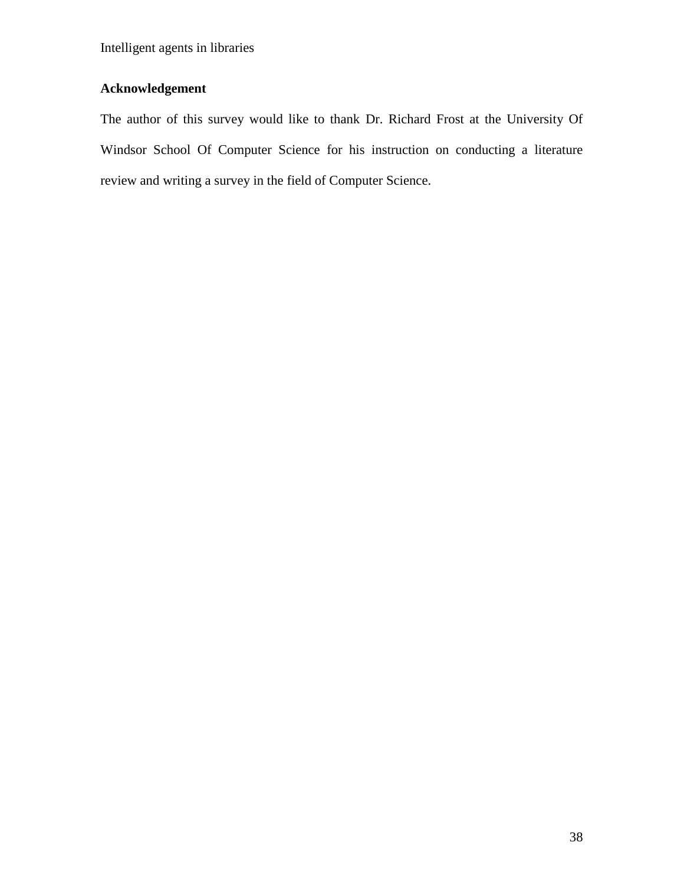## Acknowledgement

The author of this survey would like to thank Dr. Richard Frost at the University Of Windsor School Of Computer Science for his instruction on conducting a literature review and writing a survey in the field of Computer Science.